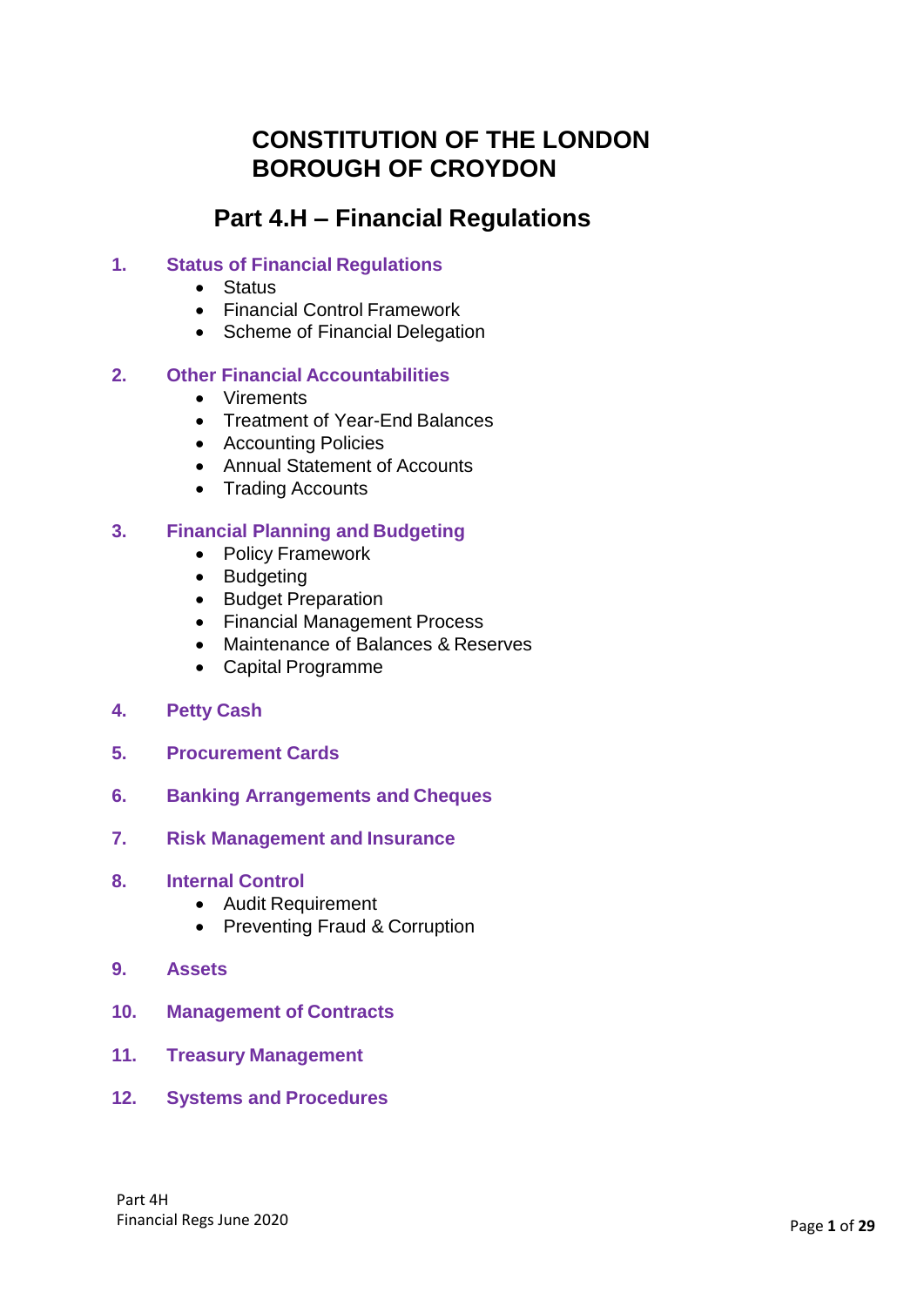# CONSTITUTION OF THE LONDON BOROUGH OF CROYDON

## Part 4.H – Financial Regulations

**1. Status of Financial Regulations**
- Status
- Financial Control Framework
- Scheme of Financial Delegation

**2. Other Financial Accountabilities**
- Virements
- Treatment of Year-End Balances
- Accounting Policies
- Annual Statement of Accounts
- Trading Accounts

**3. Financial Planning and Budgeting**
- Policy Framework
- Budgeting
- Budget Preparation
- Financial Management Process
- Maintenance of Balances & Reserves
- Capital Programme

**4. Petty Cash**

**5. Procurement Cards**

**6. Banking Arrangements and Cheques**

**7. Risk Management and Insurance**

**8. Internal Control**
- Audit Requirement
- Preventing Fraud & Corruption

**9. Assets**

**10. Management of Contracts**

**11. Treasury Management**

**12. Systems and Procedures**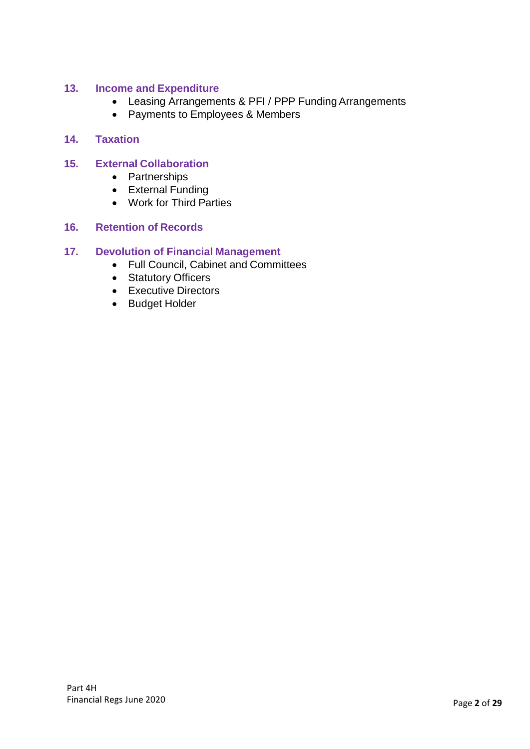## 13. Income and Expenditure

- Leasing Arrangements & PFI / PPP Funding Arrangements
- Payments to Employees & Members

## 14. Taxation

## 15. External Collaboration

- Partnerships
- External Funding
- Work for Third Parties

## 16. Retention of Records

## 17. Devolution of Financial Management

- Full Council, Cabinet and Committees
- Statutory Officers
- Executive Directors
- Budget Holder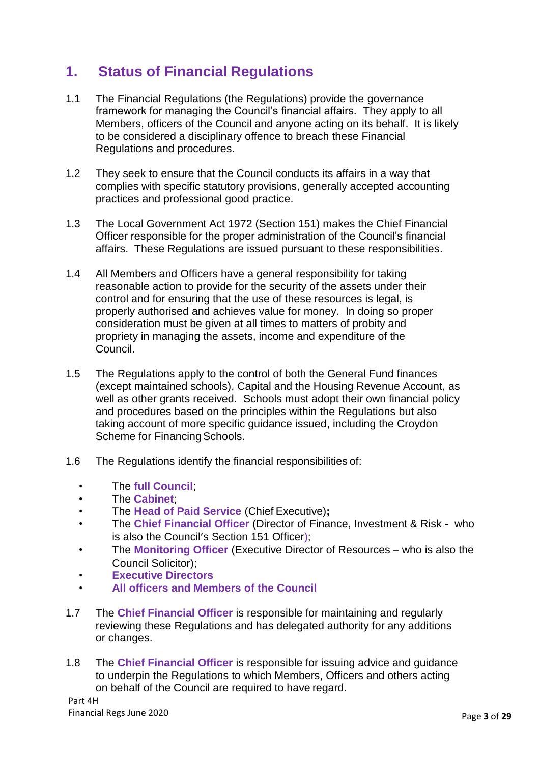## 1. Status of Financial Regulations

1.1 The Financial Regulations (the Regulations) provide the governance framework for managing the Council's financial affairs. They apply to all Members, officers of the Council and anyone acting on its behalf. It is likely to be considered a disciplinary offence to breach these Financial Regulations and procedures.

1.2 They seek to ensure that the Council conducts its affairs in a way that complies with specific statutory provisions, generally accepted accounting practices and professional good practice.

1.3 The Local Government Act 1972 (Section 151) makes the Chief Financial Officer responsible for the proper administration of the Council's financial affairs. These Regulations are issued pursuant to these responsibilities.

1.4 All Members and Officers have a general responsibility for taking reasonable action to provide for the security of the assets under their control and for ensuring that the use of these resources is legal, is properly authorised and achieves value for money. In doing so proper consideration must be given at all times to matters of probity and propriety in managing the assets, income and expenditure of the Council.

1.5 The Regulations apply to the control of both the General Fund finances (except maintained schools), Capital and the Housing Revenue Account, as well as other grants received. Schools must adopt their own financial policy and procedures based on the principles within the Regulations but also taking account of more specific guidance issued, including the Croydon Scheme for Financing Schools.

1.6 The Regulations identify the financial responsibilities of:

- The **full Council**;
- The **Cabinet**;
- The **Head of Paid Service** (Chief Executive)**;**
- The **Chief Financial Officer** (Director of Finance, Investment & Risk - who is also the Council's Section 151 Officer);
- The **Monitoring Officer** (Executive Director of Resources – who is also the Council Solicitor);
- **Executive Directors**
- **All officers and Members of the Council**

1.7 The **Chief Financial Officer** is responsible for maintaining and regularly reviewing these Regulations and has delegated authority for any additions or changes.

1.8 The **Chief Financial Officer** is responsible for issuing advice and guidance to underpin the Regulations to which Members, Officers and others acting on behalf of the Council are required to have regard.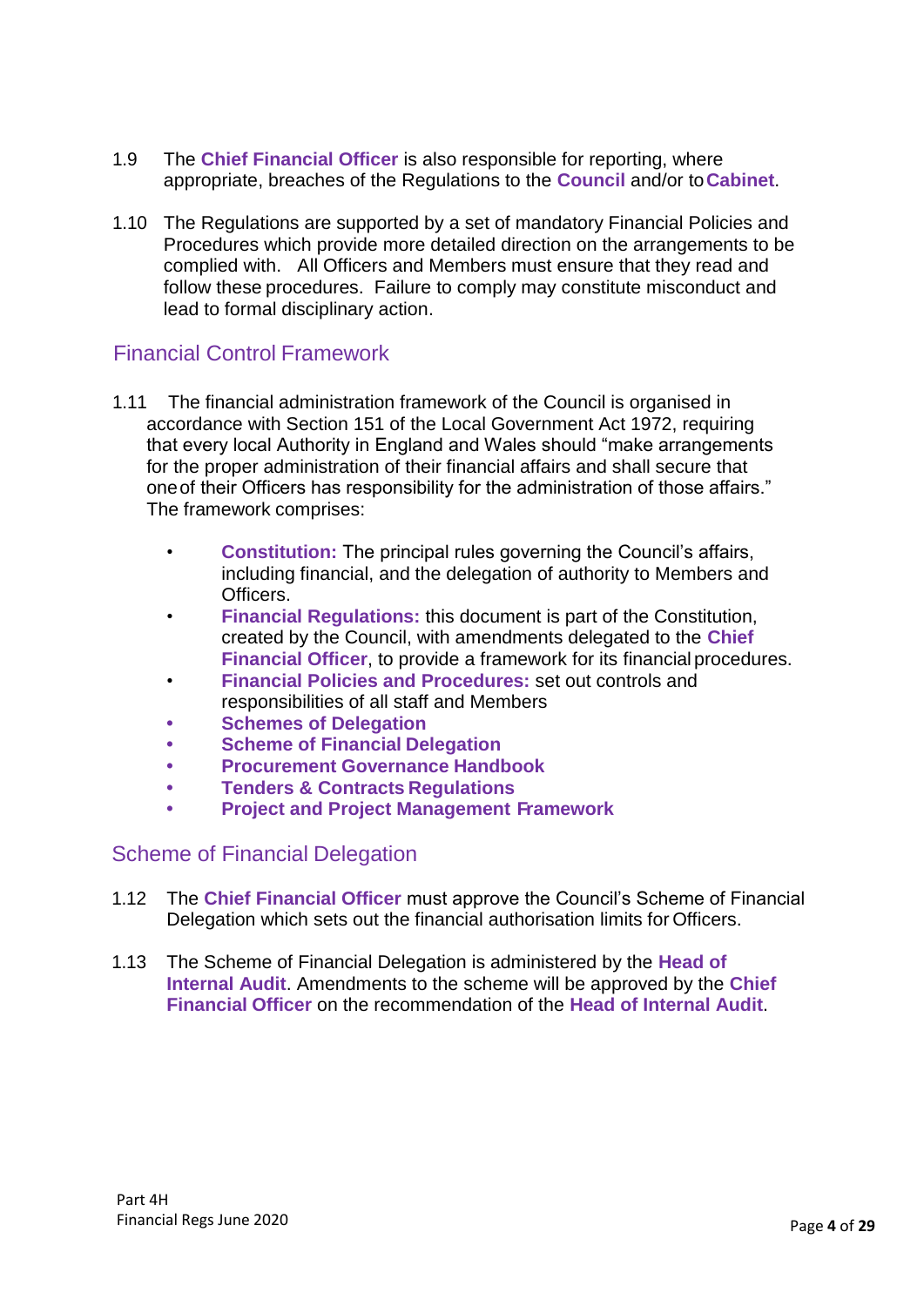1.9 The **Chief Financial Officer** is also responsible for reporting, where appropriate, breaches of the Regulations to the **Council** and/or to **Cabinet**.

1.10 The Regulations are supported by a set of mandatory Financial Policies and Procedures which provide more detailed direction on the arrangements to be complied with. All Officers and Members must ensure that they read and follow these procedures. Failure to comply may constitute misconduct and lead to formal disciplinary action.

## Financial Control Framework

1.11 The financial administration framework of the Council is organised in accordance with Section 151 of the Local Government Act 1972, requiring that every local Authority in England and Wales should "make arrangements for the proper administration of their financial affairs and shall secure that one of their Officers has responsibility for the administration of those affairs." The framework comprises:

- **Constitution:** The principal rules governing the Council's affairs, including financial, and the delegation of authority to Members and Officers.
- **Financial Regulations:** this document is part of the Constitution, created by the Council, with amendments delegated to the **Chief Financial Officer**, to provide a framework for its financial procedures.
- **Financial Policies and Procedures:** set out controls and responsibilities of all staff and Members
- **Schemes of Delegation**
- **Scheme of Financial Delegation**
- **Procurement Governance Handbook**
- **Tenders & Contracts Regulations**
- **Project and Project Management Framework**

## Scheme of Financial Delegation

1.12 The **Chief Financial Officer** must approve the Council's Scheme of Financial Delegation which sets out the financial authorisation limits for Officers.

1.13 The Scheme of Financial Delegation is administered by the **Head of Internal Audit**. Amendments to the scheme will be approved by the **Chief Financial Officer** on the recommendation of the **Head of Internal Audit**.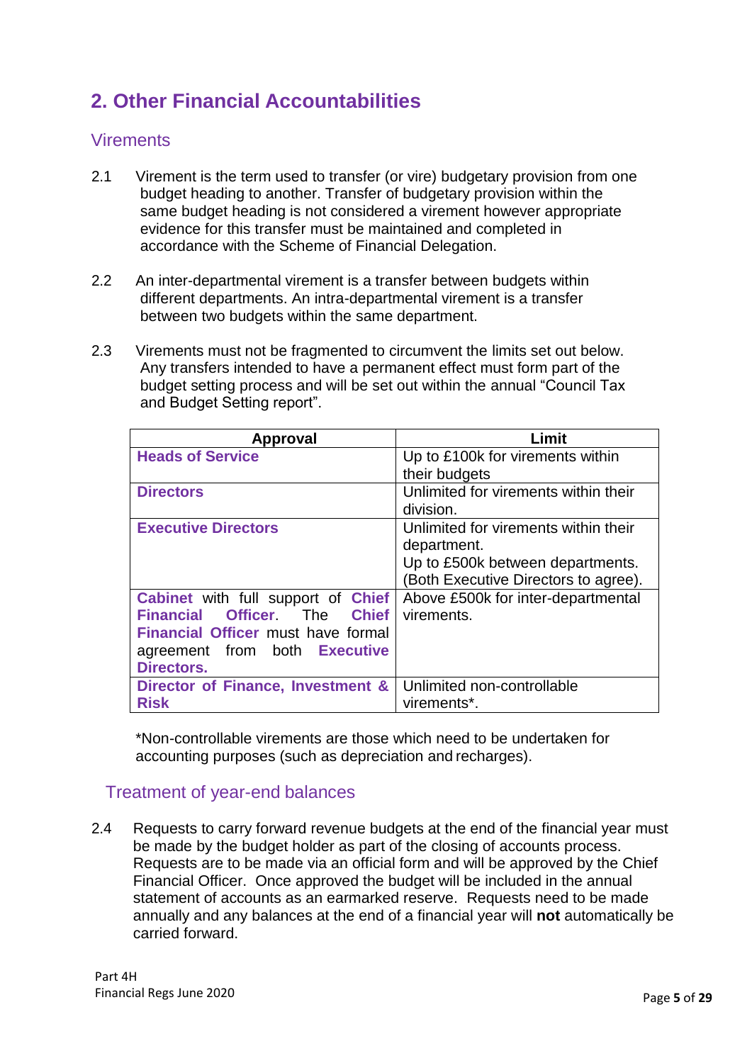## 2. Other Financial Accountabilities

### Virements

2.1 Virement is the term used to transfer (or vire) budgetary provision from one budget heading to another. Transfer of budgetary provision within the same budget heading is not considered a virement however appropriate evidence for this transfer must be maintained and completed in accordance with the Scheme of Financial Delegation.

2.2 An inter-departmental virement is a transfer between budgets within different departments. An intra-departmental virement is a transfer between two budgets within the same department.

2.3 Virements must not be fragmented to circumvent the limits set out below. Any transfers intended to have a permanent effect must form part of the budget setting process and will be set out within the annual "Council Tax and Budget Setting report".

| Approval | Limit |
|---|---|
| **Heads of Service** | Up to £100k for virements within their budgets |
| **Directors** | Unlimited for virements within their division. |
| **Executive Directors** | Unlimited for virements within their department.<br>Up to £500k between departments.<br>(Both Executive Directors to agree). |
| **Cabinet** with full support of **Chief Financial Officer**. The **Chief Financial Officer** must have formal agreement from both **Executive Directors.** | Above £500k for inter-departmental virements. |
| **Director of Finance, Investment & Risk** | Unlimited non-controllable virements*. |

*Non-controllable virements are those which need to be undertaken for accounting purposes (such as depreciation and recharges).

### Treatment of year-end balances

2.4 Requests to carry forward revenue budgets at the end of the financial year must be made by the budget holder as part of the closing of accounts process. Requests are to be made via an official form and will be approved by the Chief Financial Officer. Once approved the budget will be included in the annual statement of accounts as an earmarked reserve. Requests need to be made annually and any balances at the end of a financial year will **not** automatically be carried forward.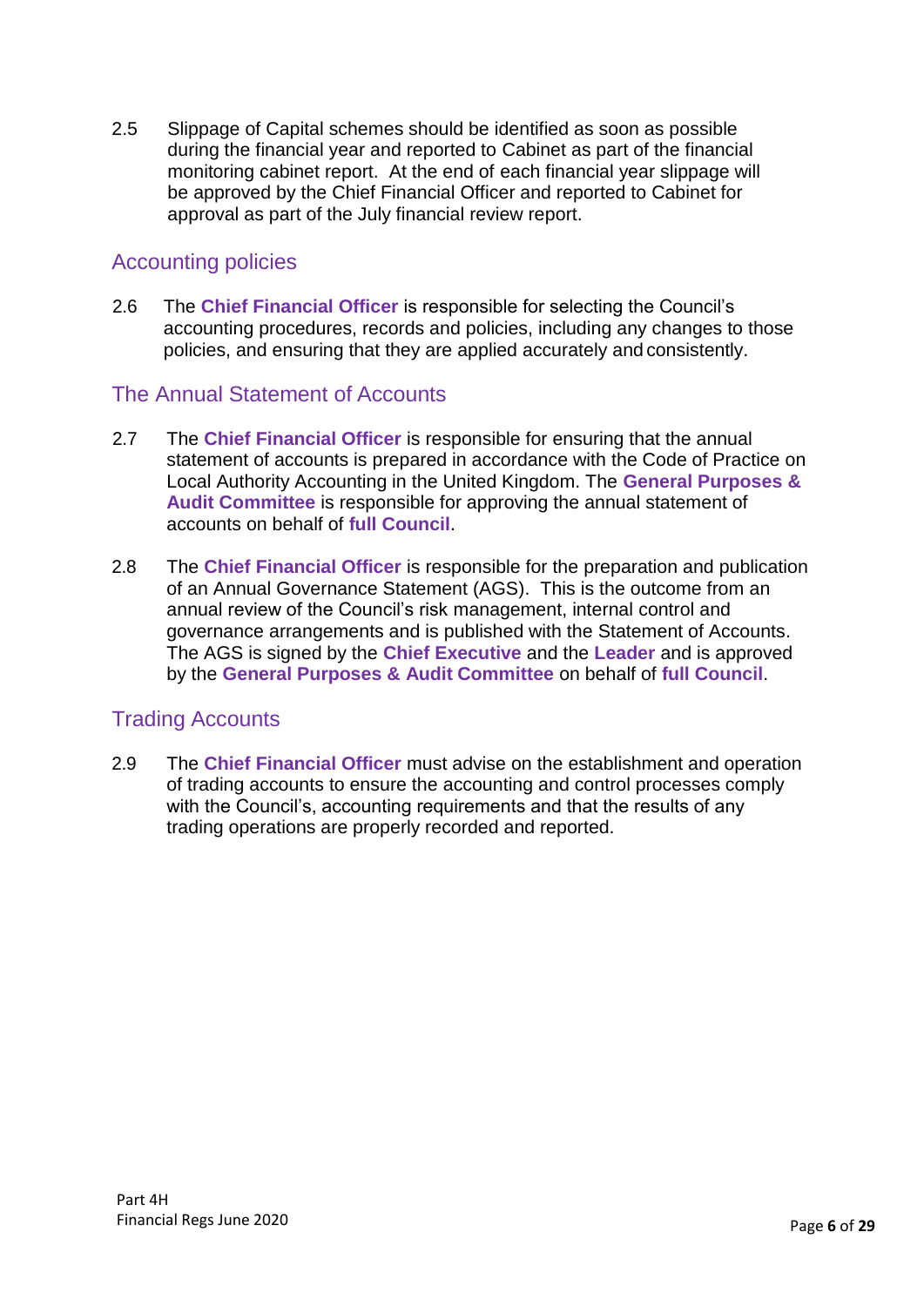2.5 Slippage of Capital schemes should be identified as soon as possible during the financial year and reported to Cabinet as part of the financial monitoring cabinet report. At the end of each financial year slippage will be approved by the Chief Financial Officer and reported to Cabinet for approval as part of the July financial review report.

## Accounting policies

2.6 The **Chief Financial Officer** is responsible for selecting the Council's accounting procedures, records and policies, including any changes to those policies, and ensuring that they are applied accurately and consistently.

## The Annual Statement of Accounts

2.7 The **Chief Financial Officer** is responsible for ensuring that the annual statement of accounts is prepared in accordance with the Code of Practice on Local Authority Accounting in the United Kingdom. The **General Purposes & Audit Committee** is responsible for approving the annual statement of accounts on behalf of **full Council**.

2.8 The **Chief Financial Officer** is responsible for the preparation and publication of an Annual Governance Statement (AGS). This is the outcome from an annual review of the Council's risk management, internal control and governance arrangements and is published with the Statement of Accounts. The AGS is signed by the **Chief Executive** and the **Leader** and is approved by the **General Purposes & Audit Committee** on behalf of **full Council**.

## Trading Accounts

2.9 The **Chief Financial Officer** must advise on the establishment and operation of trading accounts to ensure the accounting and control processes comply with the Council's, accounting requirements and that the results of any trading operations are properly recorded and reported.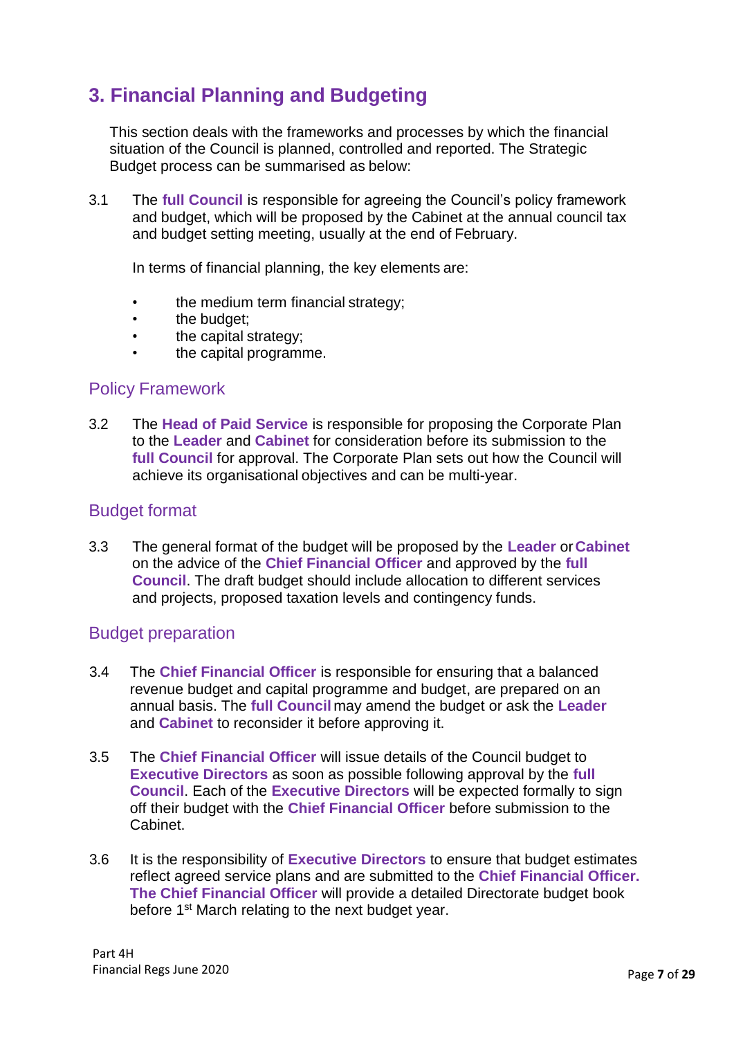## 3. Financial Planning and Budgeting

This section deals with the frameworks and processes by which the financial situation of the Council is planned, controlled and reported. The Strategic Budget process can be summarised as below:

3.1 The **full Council** is responsible for agreeing the Council's policy framework and budget, which will be proposed by the Cabinet at the annual council tax and budget setting meeting, usually at the end of February.

In terms of financial planning, the key elements are:

- the medium term financial strategy;
- the budget;
- the capital strategy;
- the capital programme.

### Policy Framework

3.2 The **Head of Paid Service** is responsible for proposing the Corporate Plan to the **Leader** and **Cabinet** for consideration before its submission to the **full Council** for approval. The Corporate Plan sets out how the Council will achieve its organisational objectives and can be multi-year.

### Budget format

3.3 The general format of the budget will be proposed by the **Leader** or **Cabinet** on the advice of the **Chief Financial Officer** and approved by the **full Council**. The draft budget should include allocation to different services and projects, proposed taxation levels and contingency funds.

### Budget preparation

3.4 The **Chief Financial Officer** is responsible for ensuring that a balanced revenue budget and capital programme and budget, are prepared on an annual basis. The **full Council** may amend the budget or ask the **Leader** and **Cabinet** to reconsider it before approving it.

3.5 The **Chief Financial Officer** will issue details of the Council budget to **Executive Directors** as soon as possible following approval by the **full Council**. Each of the **Executive Directors** will be expected formally to sign off their budget with the **Chief Financial Officer** before submission to the Cabinet.

3.6 It is the responsibility of **Executive Directors** to ensure that budget estimates reflect agreed service plans and are submitted to the **Chief Financial Officer. The Chief Financial Officer** will provide a detailed Directorate budget book before 1st March relating to the next budget year.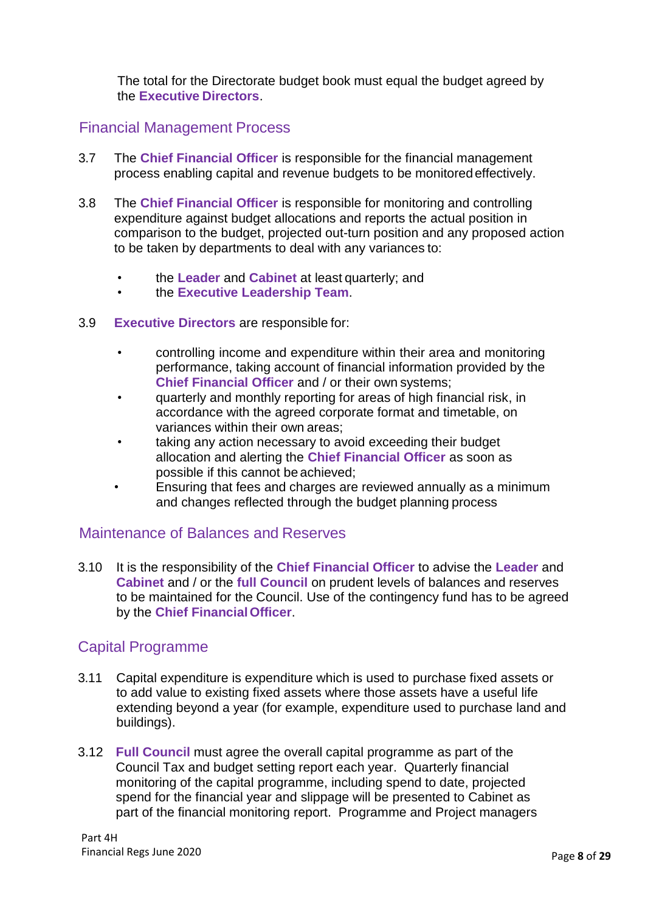The total for the Directorate budget book must equal the budget agreed by the **Executive Directors**.

## Financial Management Process

3.7 The **Chief Financial Officer** is responsible for the financial management process enabling capital and revenue budgets to be monitored effectively.

3.8 The **Chief Financial Officer** is responsible for monitoring and controlling expenditure against budget allocations and reports the actual position in comparison to the budget, projected out-turn position and any proposed action to be taken by departments to deal with any variances to:

- the **Leader** and **Cabinet** at least quarterly; and
- the **Executive Leadership Team**.

3.9 **Executive Directors** are responsible for:

- controlling income and expenditure within their area and monitoring performance, taking account of financial information provided by the **Chief Financial Officer** and / or their own systems;
- quarterly and monthly reporting for areas of high financial risk, in accordance with the agreed corporate format and timetable, on variances within their own areas;
- taking any action necessary to avoid exceeding their budget allocation and alerting the **Chief Financial Officer** as soon as possible if this cannot be achieved;
- Ensuring that fees and charges are reviewed annually as a minimum and changes reflected through the budget planning process

## Maintenance of Balances and Reserves

3.10 It is the responsibility of the **Chief Financial Officer** to advise the **Leader** and **Cabinet** and / or the **full Council** on prudent levels of balances and reserves to be maintained for the Council. Use of the contingency fund has to be agreed by the **Chief Financial Officer**.

## Capital Programme

3.11 Capital expenditure is expenditure which is used to purchase fixed assets or to add value to existing fixed assets where those assets have a useful life extending beyond a year (for example, expenditure used to purchase land and buildings).

3.12 **Full Council** must agree the overall capital programme as part of the Council Tax and budget setting report each year. Quarterly financial monitoring of the capital programme, including spend to date, projected spend for the financial year and slippage will be presented to Cabinet as part of the financial monitoring report. Programme and Project managers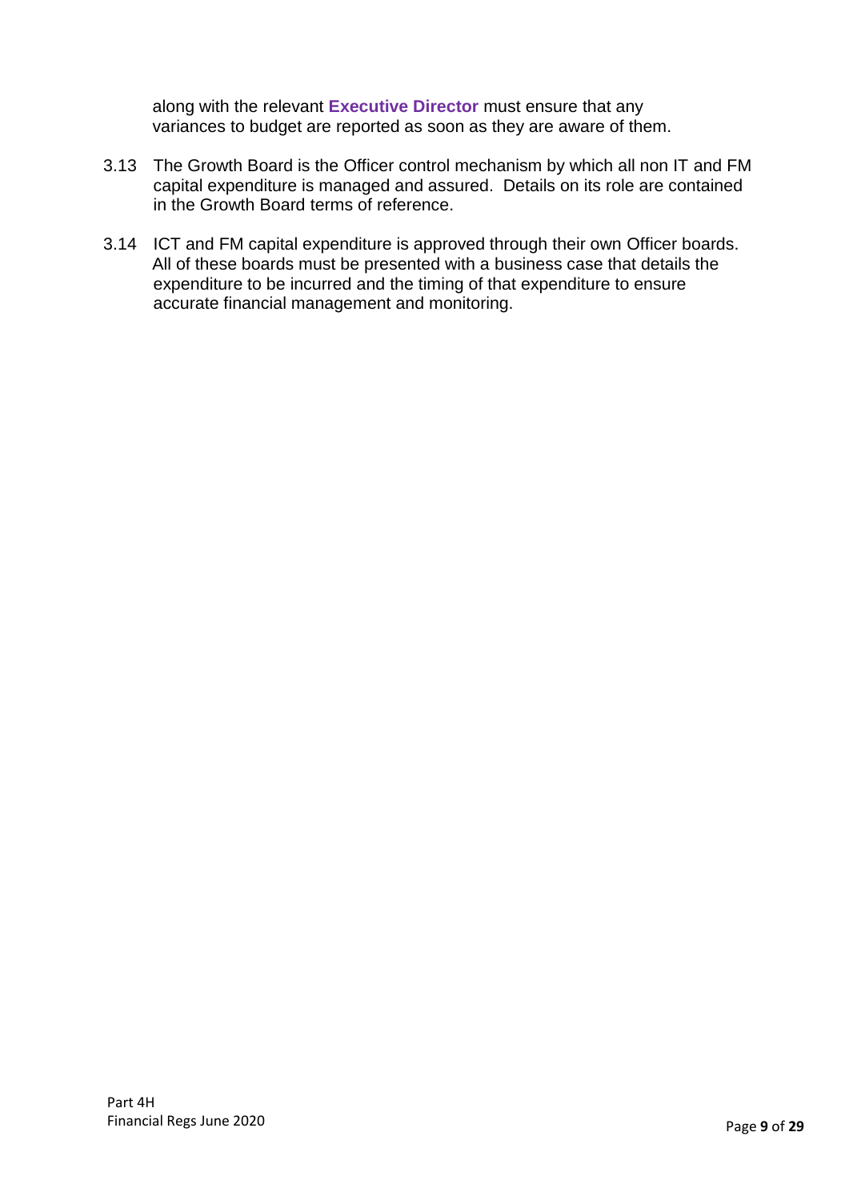along with the relevant **Executive Director** must ensure that any variances to budget are reported as soon as they are aware of them.

3.13 The Growth Board is the Officer control mechanism by which all non IT and FM capital expenditure is managed and assured. Details on its role are contained in the Growth Board terms of reference.

3.14 ICT and FM capital expenditure is approved through their own Officer boards. All of these boards must be presented with a business case that details the expenditure to be incurred and the timing of that expenditure to ensure accurate financial management and monitoring.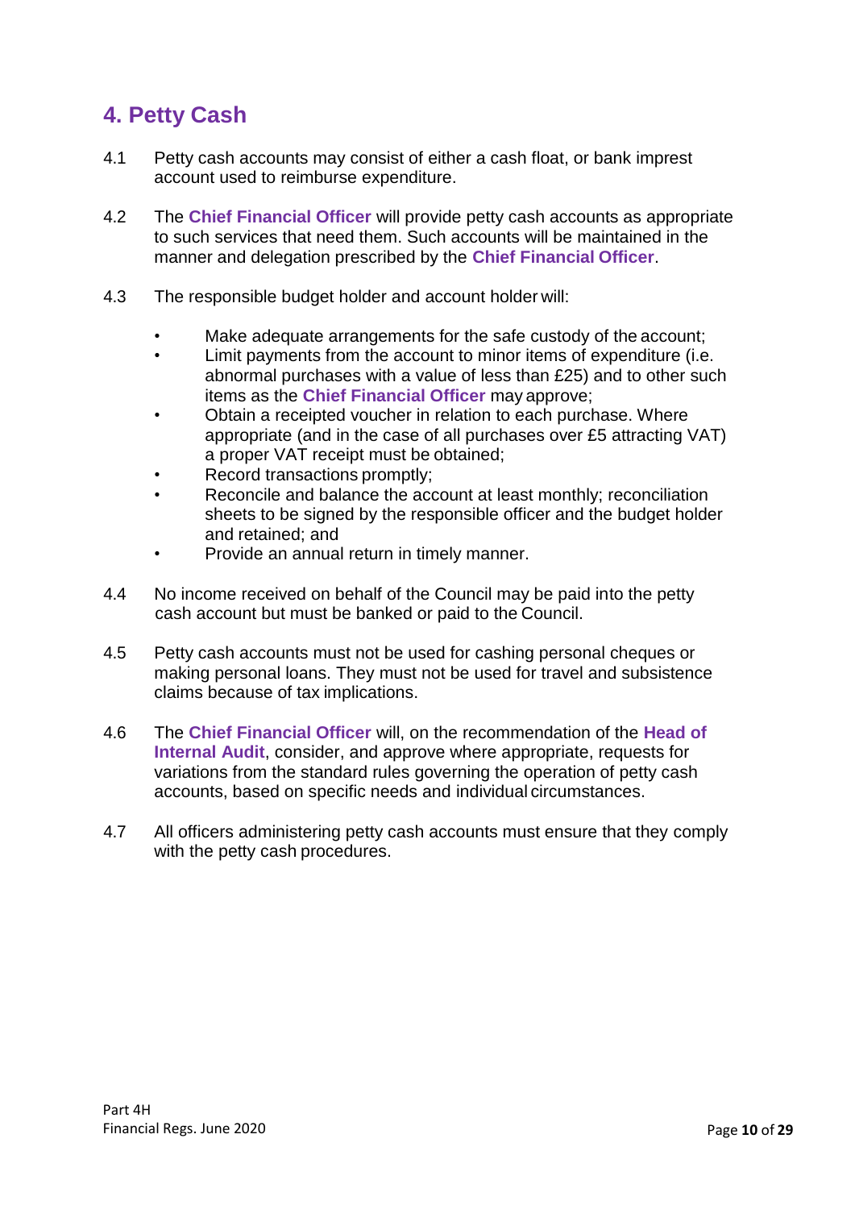## 4. Petty Cash

4.1 Petty cash accounts may consist of either a cash float, or bank imprest account used to reimburse expenditure.

4.2 The **Chief Financial Officer** will provide petty cash accounts as appropriate to such services that need them. Such accounts will be maintained in the manner and delegation prescribed by the **Chief Financial Officer**.

4.3 The responsible budget holder and account holder will:

- Make adequate arrangements for the safe custody of the account;
- Limit payments from the account to minor items of expenditure (i.e. abnormal purchases with a value of less than £25) and to other such items as the **Chief Financial Officer** may approve;
- Obtain a receipted voucher in relation to each purchase. Where appropriate (and in the case of all purchases over £5 attracting VAT) a proper VAT receipt must be obtained;
- Record transactions promptly;
- Reconcile and balance the account at least monthly; reconciliation sheets to be signed by the responsible officer and the budget holder and retained; and
- Provide an annual return in timely manner.

4.4 No income received on behalf of the Council may be paid into the petty cash account but must be banked or paid to the Council.

4.5 Petty cash accounts must not be used for cashing personal cheques or making personal loans. They must not be used for travel and subsistence claims because of tax implications.

4.6 The **Chief Financial Officer** will, on the recommendation of the **Head of Internal Audit**, consider, and approve where appropriate, requests for variations from the standard rules governing the operation of petty cash accounts, based on specific needs and individual circumstances.

4.7 All officers administering petty cash accounts must ensure that they comply with the petty cash procedures.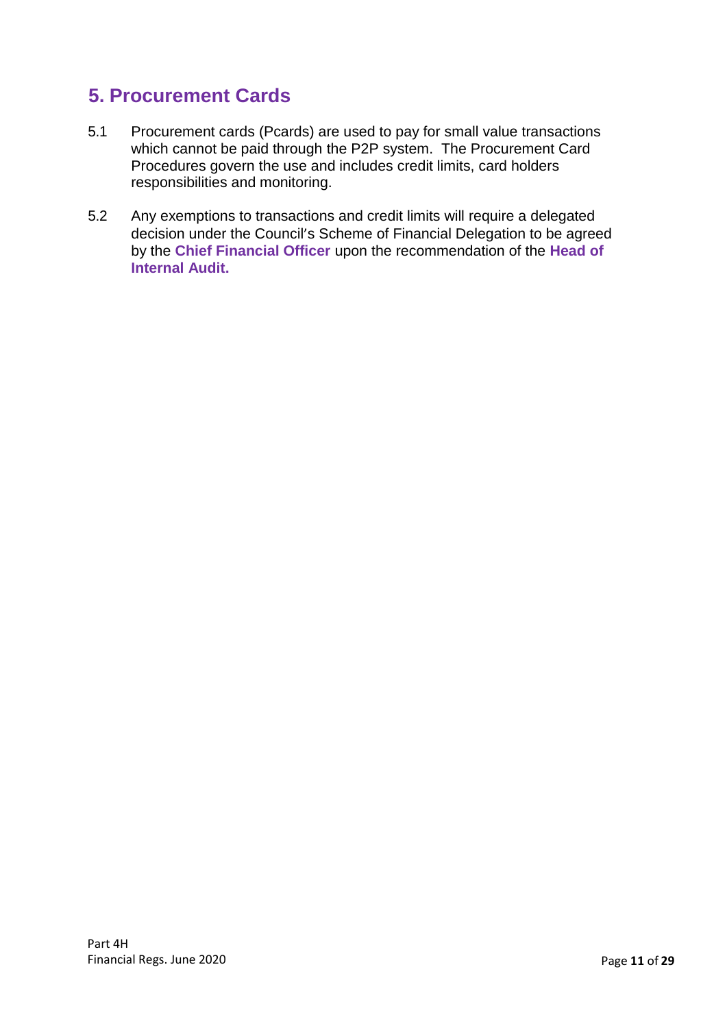## 5. Procurement Cards

5.1 Procurement cards (Pcards) are used to pay for small value transactions which cannot be paid through the P2P system. The Procurement Card Procedures govern the use and includes credit limits, card holders responsibilities and monitoring.

5.2 Any exemptions to transactions and credit limits will require a delegated decision under the Council's Scheme of Financial Delegation to be agreed by the **Chief Financial Officer** upon the recommendation of the **Head of Internal Audit.**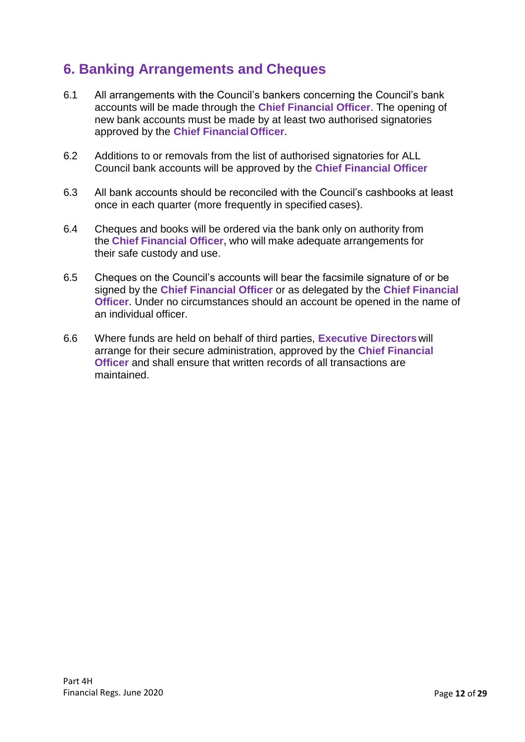## 6. Banking Arrangements and Cheques

6.1 All arrangements with the Council's bankers concerning the Council's bank accounts will be made through the **Chief Financial Officer**. The opening of new bank accounts must be made by at least two authorised signatories approved by the **Chief Financial Officer**.

6.2 Additions to or removals from the list of authorised signatories for ALL Council bank accounts will be approved by the **Chief Financial Officer**

6.3 All bank accounts should be reconciled with the Council's cashbooks at least once in each quarter (more frequently in specified cases).

6.4 Cheques and books will be ordered via the bank only on authority from the **Chief Financial Officer,** who will make adequate arrangements for their safe custody and use.

6.5 Cheques on the Council's accounts will bear the facsimile signature of or be signed by the **Chief Financial Officer** or as delegated by the **Chief Financial Officer**. Under no circumstances should an account be opened in the name of an individual officer.

6.6 Where funds are held on behalf of third parties, **Executive Directors** will arrange for their secure administration, approved by the **Chief Financial Officer** and shall ensure that written records of all transactions are maintained.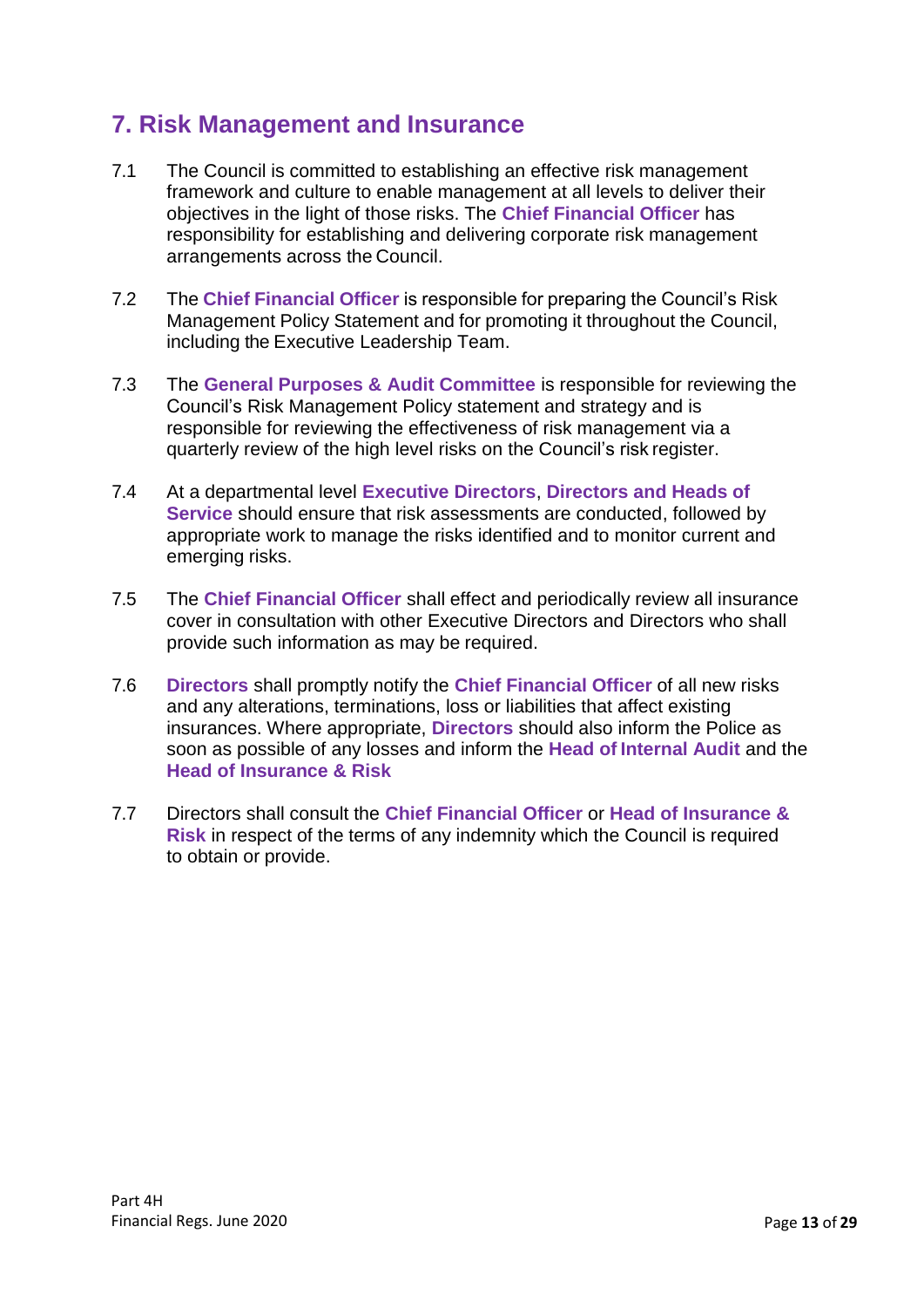## 7. Risk Management and Insurance

7.1 The Council is committed to establishing an effective risk management framework and culture to enable management at all levels to deliver their objectives in the light of those risks. The **Chief Financial Officer** has responsibility for establishing and delivering corporate risk management arrangements across the Council.

7.2 The **Chief Financial Officer** is responsible for preparing the Council's Risk Management Policy Statement and for promoting it throughout the Council, including the Executive Leadership Team.

7.3 The **General Purposes & Audit Committee** is responsible for reviewing the Council's Risk Management Policy statement and strategy and is responsible for reviewing the effectiveness of risk management via a quarterly review of the high level risks on the Council's risk register.

7.4 At a departmental level **Executive Directors**, **Directors and Heads of Service** should ensure that risk assessments are conducted, followed by appropriate work to manage the risks identified and to monitor current and emerging risks.

7.5 The **Chief Financial Officer** shall effect and periodically review all insurance cover in consultation with other Executive Directors and Directors who shall provide such information as may be required.

7.6 **Directors** shall promptly notify the **Chief Financial Officer** of all new risks and any alterations, terminations, loss or liabilities that affect existing insurances. Where appropriate, **Directors** should also inform the Police as soon as possible of any losses and inform the **Head of Internal Audit** and the **Head of Insurance & Risk**

7.7 Directors shall consult the **Chief Financial Officer** or **Head of Insurance & Risk** in respect of the terms of any indemnity which the Council is required to obtain or provide.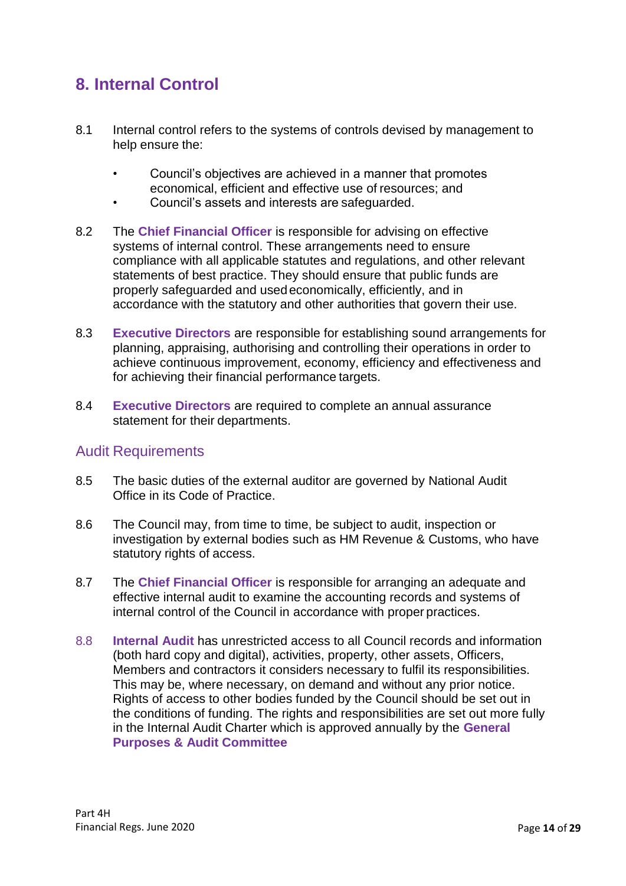## 8. Internal Control

8.1 Internal control refers to the systems of controls devised by management to help ensure the:

- Council's objectives are achieved in a manner that promotes economical, efficient and effective use of resources; and
- Council's assets and interests are safeguarded.

8.2 The **Chief Financial Officer** is responsible for advising on effective systems of internal control. These arrangements need to ensure compliance with all applicable statutes and regulations, and other relevant statements of best practice. They should ensure that public funds are properly safeguarded and used economically, efficiently, and in accordance with the statutory and other authorities that govern their use.

8.3 **Executive Directors** are responsible for establishing sound arrangements for planning, appraising, authorising and controlling their operations in order to achieve continuous improvement, economy, efficiency and effectiveness and for achieving their financial performance targets.

8.4 **Executive Directors** are required to complete an annual assurance statement for their departments.

### Audit Requirements

8.5 The basic duties of the external auditor are governed by National Audit Office in its Code of Practice.

8.6 The Council may, from time to time, be subject to audit, inspection or investigation by external bodies such as HM Revenue & Customs, who have statutory rights of access.

8.7 The **Chief Financial Officer** is responsible for arranging an adequate and effective internal audit to examine the accounting records and systems of internal control of the Council in accordance with proper practices.

8.8 **Internal Audit** has unrestricted access to all Council records and information (both hard copy and digital), activities, property, other assets, Officers, Members and contractors it considers necessary to fulfil its responsibilities. This may be, where necessary, on demand and without any prior notice. Rights of access to other bodies funded by the Council should be set out in the conditions of funding. The rights and responsibilities are set out more fully in the Internal Audit Charter which is approved annually by the **General Purposes & Audit Committee**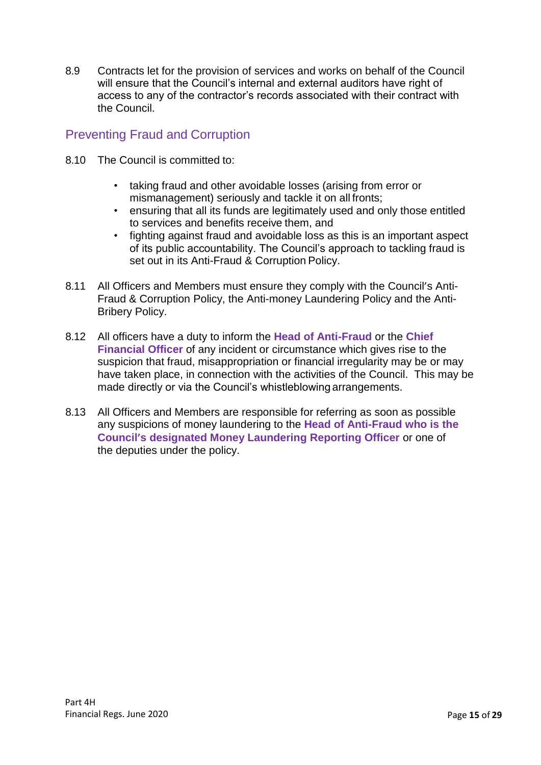8.9 Contracts let for the provision of services and works on behalf of the Council will ensure that the Council's internal and external auditors have right of access to any of the contractor's records associated with their contract with the Council.

## Preventing Fraud and Corruption

8.10 The Council is committed to:

- taking fraud and other avoidable losses (arising from error or mismanagement) seriously and tackle it on all fronts;
- ensuring that all its funds are legitimately used and only those entitled to services and benefits receive them, and
- fighting against fraud and avoidable loss as this is an important aspect of its public accountability. The Council's approach to tackling fraud is set out in its Anti-Fraud & Corruption Policy.

8.11 All Officers and Members must ensure they comply with the Council's Anti-Fraud & Corruption Policy, the Anti-money Laundering Policy and the Anti-Bribery Policy.

8.12 All officers have a duty to inform the **Head of Anti-Fraud** or the **Chief Financial Officer** of any incident or circumstance which gives rise to the suspicion that fraud, misappropriation or financial irregularity may be or may have taken place, in connection with the activities of the Council. This may be made directly or via the Council's whistleblowing arrangements.

8.13 All Officers and Members are responsible for referring as soon as possible any suspicions of money laundering to the **Head of Anti-Fraud who is the Council's designated Money Laundering Reporting Officer** or one of the deputies under the policy.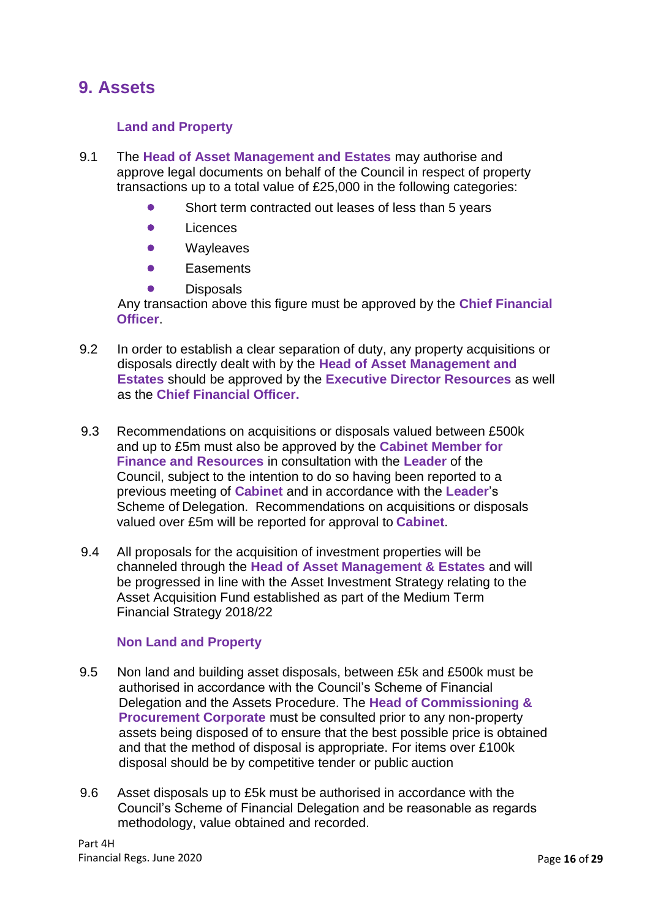# 9. Assets

### Land and Property

9.1 The **Head of Asset Management and Estates** may authorise and approve legal documents on behalf of the Council in respect of property transactions up to a total value of £25,000 in the following categories:

- Short term contracted out leases of less than 5 years
- Licences
- Wayleaves
- Easements
- Disposals

Any transaction above this figure must be approved by the **Chief Financial Officer**.

9.2 In order to establish a clear separation of duty, any property acquisitions or disposals directly dealt with by the **Head of Asset Management and Estates** should be approved by the **Executive Director Resources** as well as the **Chief Financial Officer.**

9.3 Recommendations on acquisitions or disposals valued between £500k and up to £5m must also be approved by the **Cabinet Member for Finance and Resources** in consultation with the **Leader** of the Council, subject to the intention to do so having been reported to a previous meeting of **Cabinet** and in accordance with the **Leader**'s Scheme of Delegation. Recommendations on acquisitions or disposals valued over £5m will be reported for approval to **Cabinet**.

9.4 All proposals for the acquisition of investment properties will be channeled through the **Head of Asset Management & Estates** and will be progressed in line with the Asset Investment Strategy relating to the Asset Acquisition Fund established as part of the Medium Term Financial Strategy 2018/22

### Non Land and Property

9.5 Non land and building asset disposals, between £5k and £500k must be authorised in accordance with the Council's Scheme of Financial Delegation and the Assets Procedure. The **Head of Commissioning & Procurement Corporate** must be consulted prior to any non-property assets being disposed of to ensure that the best possible price is obtained and that the method of disposal is appropriate. For items over £100k disposal should be by competitive tender or public auction

9.6 Asset disposals up to £5k must be authorised in accordance with the Council's Scheme of Financial Delegation and be reasonable as regards methodology, value obtained and recorded.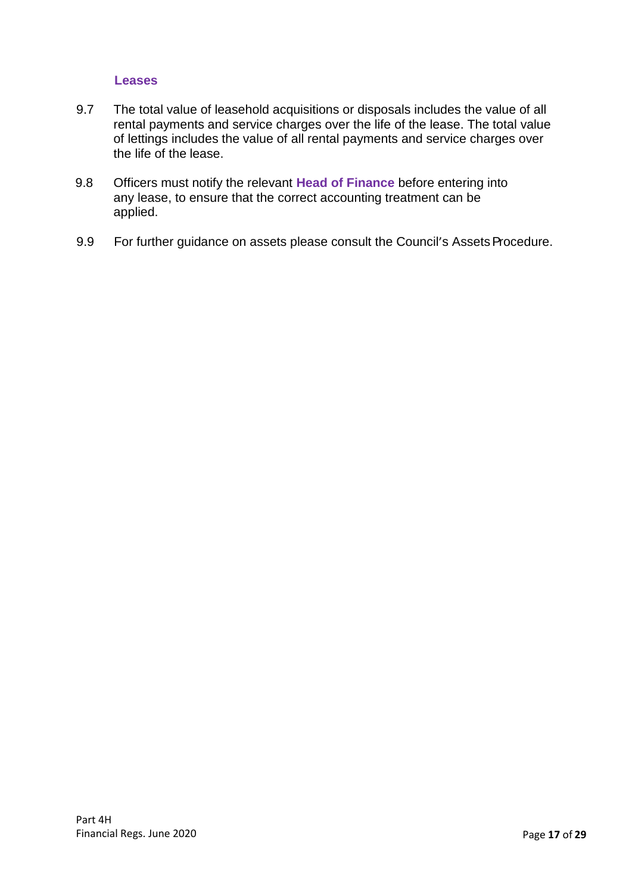### Leases

9.7 The total value of leasehold acquisitions or disposals includes the value of all rental payments and service charges over the life of the lease. The total value of lettings includes the value of all rental payments and service charges over the life of the lease.

9.8 Officers must notify the relevant **Head of Finance** before entering into any lease, to ensure that the correct accounting treatment can be applied.

9.9 For further guidance on assets please consult the Council's Assets Procedure.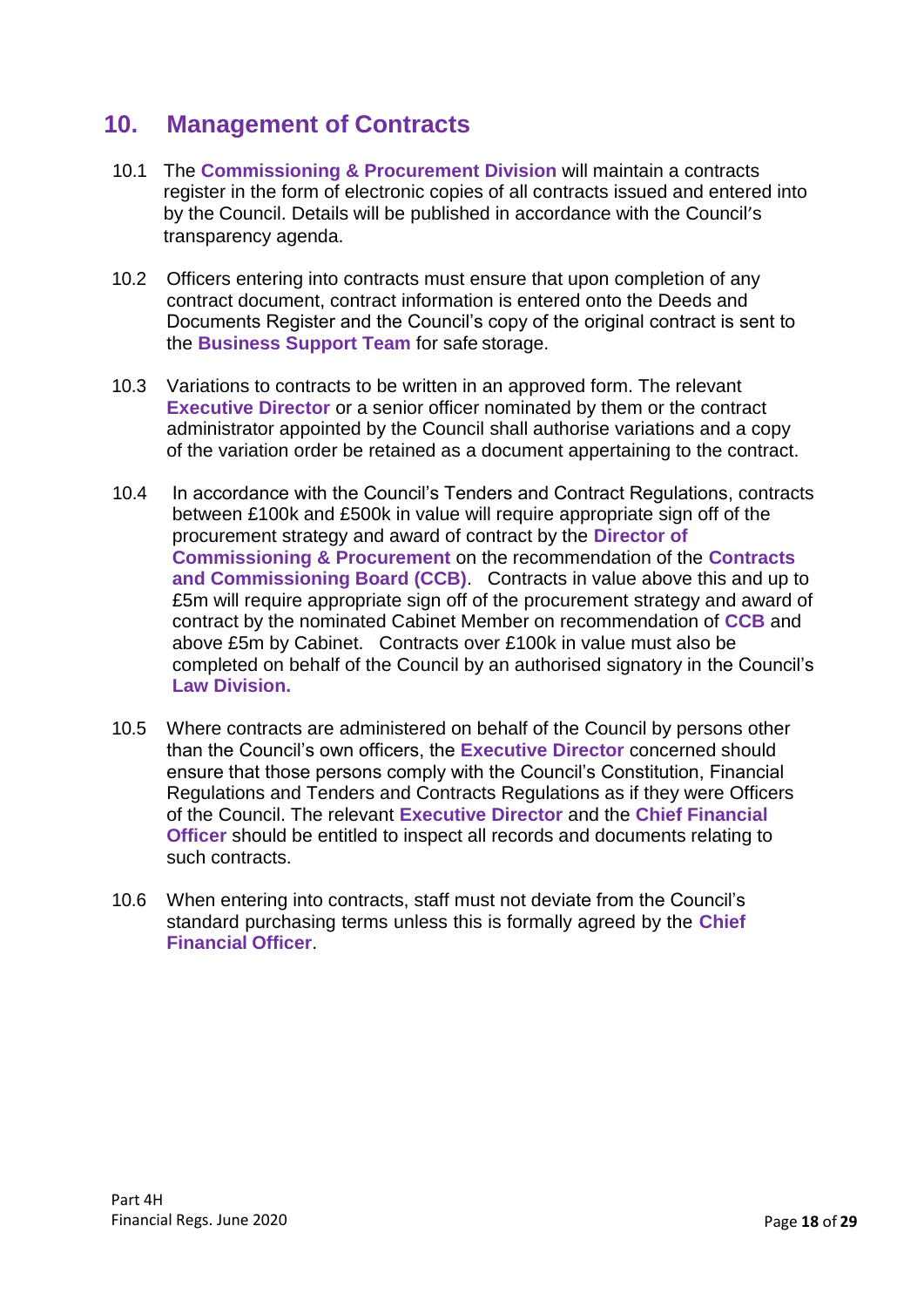## 10. Management of Contracts

10.1 The **Commissioning & Procurement Division** will maintain a contracts register in the form of electronic copies of all contracts issued and entered into by the Council. Details will be published in accordance with the Council's transparency agenda.

10.2 Officers entering into contracts must ensure that upon completion of any contract document, contract information is entered onto the Deeds and Documents Register and the Council's copy of the original contract is sent to the **Business Support Team** for safe storage.

10.3 Variations to contracts to be written in an approved form. The relevant **Executive Director** or a senior officer nominated by them or the contract administrator appointed by the Council shall authorise variations and a copy of the variation order be retained as a document appertaining to the contract.

10.4 In accordance with the Council's Tenders and Contract Regulations, contracts between £100k and £500k in value will require appropriate sign off of the procurement strategy and award of contract by the **Director of Commissioning & Procurement** on the recommendation of the **Contracts and Commissioning Board (CCB)**. Contracts in value above this and up to £5m will require appropriate sign off of the procurement strategy and award of contract by the nominated Cabinet Member on recommendation of **CCB** and above £5m by Cabinet. Contracts over £100k in value must also be completed on behalf of the Council by an authorised signatory in the Council's **Law Division.**

10.5 Where contracts are administered on behalf of the Council by persons other than the Council's own officers, the **Executive Director** concerned should ensure that those persons comply with the Council's Constitution, Financial Regulations and Tenders and Contracts Regulations as if they were Officers of the Council. The relevant **Executive Director** and the **Chief Financial Officer** should be entitled to inspect all records and documents relating to such contracts.

10.6 When entering into contracts, staff must not deviate from the Council's standard purchasing terms unless this is formally agreed by the **Chief Financial Officer**.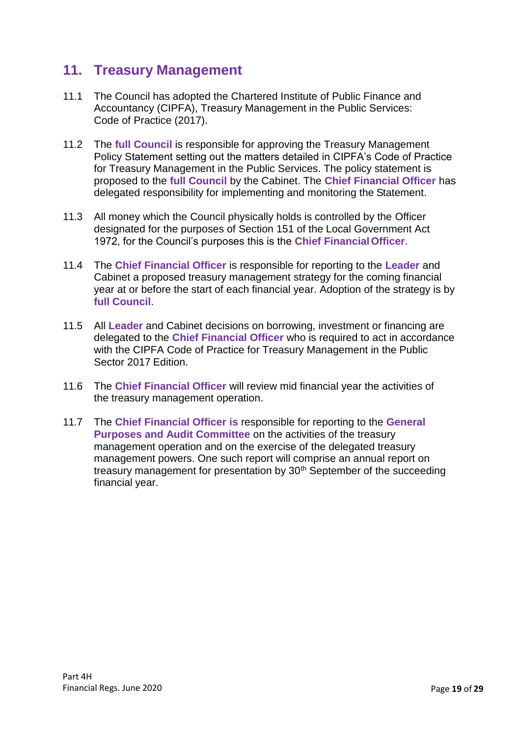## 11. Treasury Management

11.1 The Council has adopted the Chartered Institute of Public Finance and Accountancy (CIPFA), Treasury Management in the Public Services: Code of Practice (2017).

11.2 The **full Council** is responsible for approving the Treasury Management Policy Statement setting out the matters detailed in CIPFA's Code of Practice for Treasury Management in the Public Services. The policy statement is proposed to the **full Council** by the Cabinet. The **Chief Financial Officer** has delegated responsibility for implementing and monitoring the Statement.

11.3 All money which the Council physically holds is controlled by the Officer designated for the purposes of Section 151 of the Local Government Act 1972, for the Council's purposes this is the **Chief Financial Officer**.

11.4 The **Chief Financial Officer** is responsible for reporting to the **Leader** and Cabinet a proposed treasury management strategy for the coming financial year at or before the start of each financial year. Adoption of the strategy is by **full Council**.

11.5 All **Leader** and Cabinet decisions on borrowing, investment or financing are delegated to the **Chief Financial Officer** who is required to act in accordance with the CIPFA Code of Practice for Treasury Management in the Public Sector 2017 Edition.

11.6 The **Chief Financial Officer** will review mid financial year the activities of the treasury management operation.

11.7 The **Chief Financial Officer is** responsible for reporting to the **General Purposes and Audit Committee** on the activities of the treasury management operation and on the exercise of the delegated treasury management powers. One such report will comprise an annual report on treasury management for presentation by 30th September of the succeeding financial year.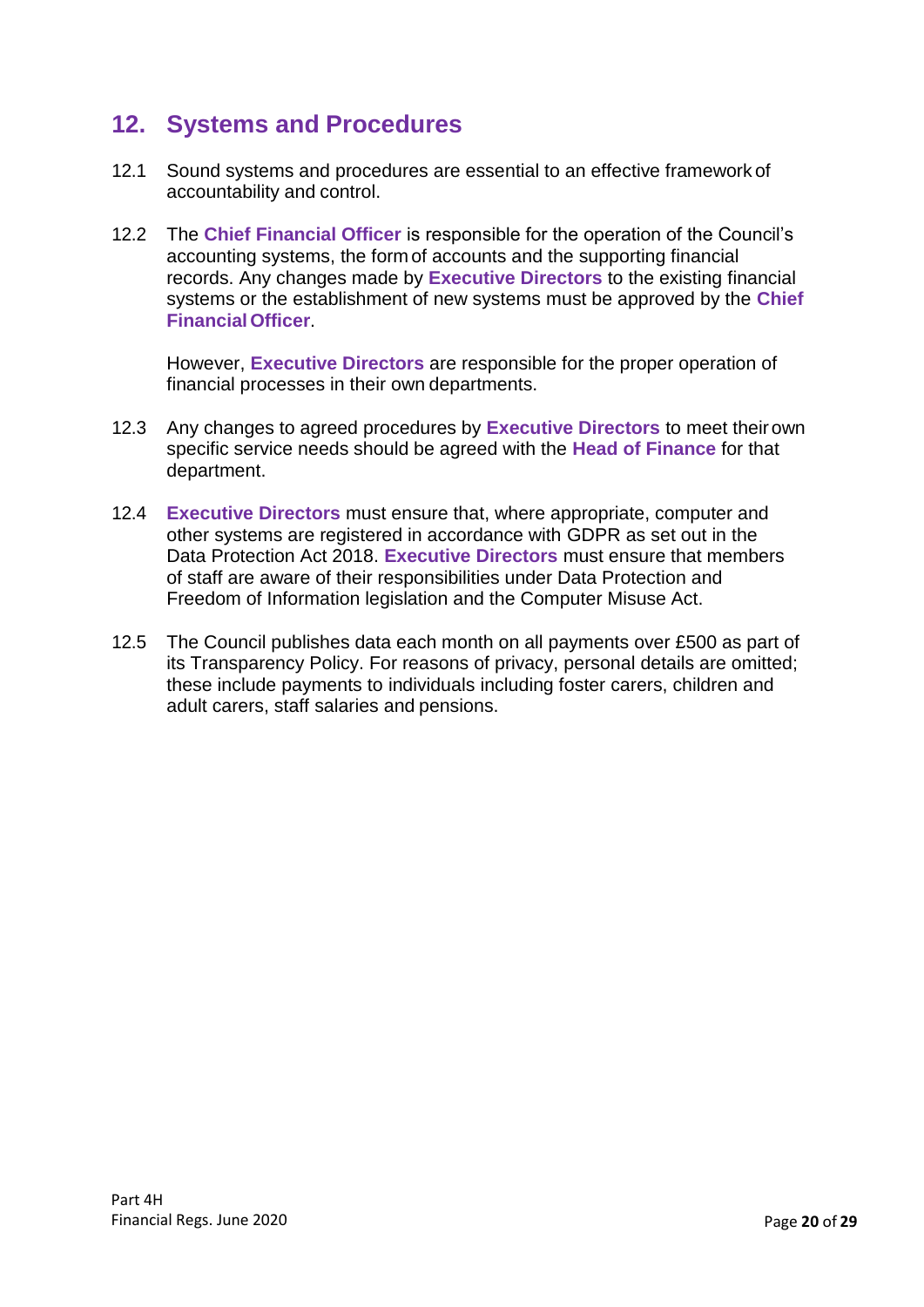## 12. Systems and Procedures

12.1 Sound systems and procedures are essential to an effective framework of accountability and control.

12.2 The **Chief Financial Officer** is responsible for the operation of the Council's accounting systems, the form of accounts and the supporting financial records. Any changes made by **Executive Directors** to the existing financial systems or the establishment of new systems must be approved by the **Chief Financial Officer**.

However, **Executive Directors** are responsible for the proper operation of financial processes in their own departments.

12.3 Any changes to agreed procedures by **Executive Directors** to meet their own specific service needs should be agreed with the **Head of Finance** for that department.

12.4 **Executive Directors** must ensure that, where appropriate, computer and other systems are registered in accordance with GDPR as set out in the Data Protection Act 2018. **Executive Directors** must ensure that members of staff are aware of their responsibilities under Data Protection and Freedom of Information legislation and the Computer Misuse Act.

12.5 The Council publishes data each month on all payments over £500 as part of its Transparency Policy. For reasons of privacy, personal details are omitted; these include payments to individuals including foster carers, children and adult carers, staff salaries and pensions.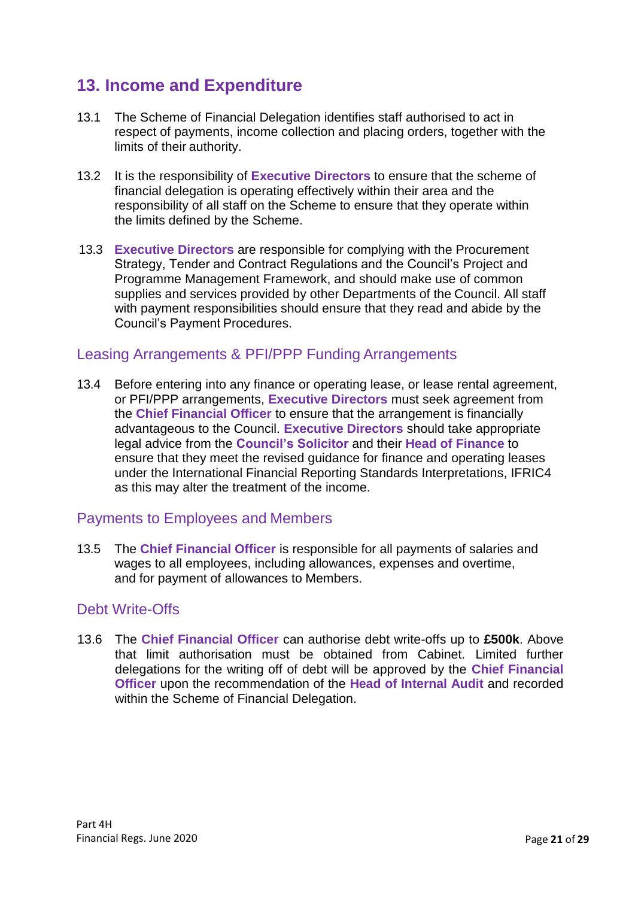## 13. Income and Expenditure

13.1 The Scheme of Financial Delegation identifies staff authorised to act in respect of payments, income collection and placing orders, together with the limits of their authority.

13.2 It is the responsibility of **Executive Directors** to ensure that the scheme of financial delegation is operating effectively within their area and the responsibility of all staff on the Scheme to ensure that they operate within the limits defined by the Scheme.

13.3 **Executive Directors** are responsible for complying with the Procurement Strategy, Tender and Contract Regulations and the Council's Project and Programme Management Framework, and should make use of common supplies and services provided by other Departments of the Council. All staff with payment responsibilities should ensure that they read and abide by the Council's Payment Procedures.

### Leasing Arrangements & PFI/PPP Funding Arrangements

13.4 Before entering into any finance or operating lease, or lease rental agreement, or PFI/PPP arrangements, **Executive Directors** must seek agreement from the **Chief Financial Officer** to ensure that the arrangement is financially advantageous to the Council. **Executive Directors** should take appropriate legal advice from the **Council's Solicitor** and their **Head of Finance** to ensure that they meet the revised guidance for finance and operating leases under the International Financial Reporting Standards Interpretations, IFRIC4 as this may alter the treatment of the income.

### Payments to Employees and Members

13.5 The **Chief Financial Officer** is responsible for all payments of salaries and wages to all employees, including allowances, expenses and overtime, and for payment of allowances to Members.

### Debt Write-Offs

13.6 The **Chief Financial Officer** can authorise debt write-offs up to **£500k**. Above that limit authorisation must be obtained from Cabinet. Limited further delegations for the writing off of debt will be approved by the **Chief Financial Officer** upon the recommendation of the **Head of Internal Audit** and recorded within the Scheme of Financial Delegation.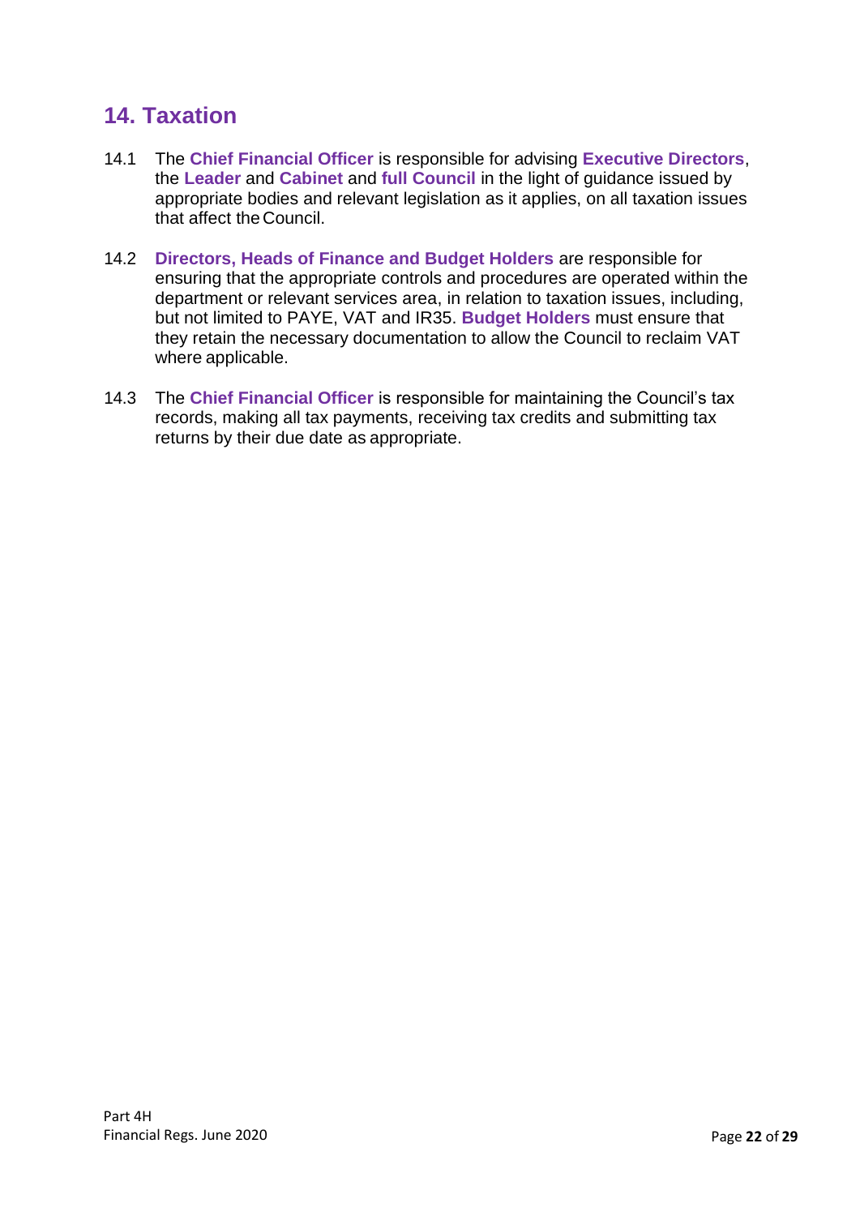## 14. Taxation

14.1 The **Chief Financial Officer** is responsible for advising **Executive Directors**, the **Leader** and **Cabinet** and **full Council** in the light of guidance issued by appropriate bodies and relevant legislation as it applies, on all taxation issues that affect the Council.

14.2 **Directors, Heads of Finance and Budget Holders** are responsible for ensuring that the appropriate controls and procedures are operated within the department or relevant services area, in relation to taxation issues, including, but not limited to PAYE, VAT and IR35. **Budget Holders** must ensure that they retain the necessary documentation to allow the Council to reclaim VAT where applicable.

14.3 The **Chief Financial Officer** is responsible for maintaining the Council's tax records, making all tax payments, receiving tax credits and submitting tax returns by their due date as appropriate.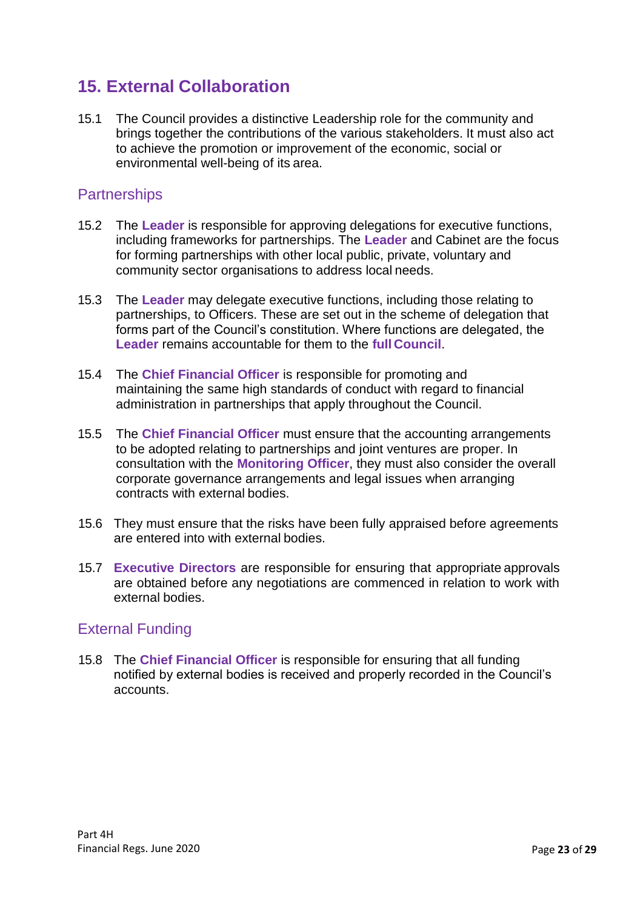## 15. External Collaboration

15.1 The Council provides a distinctive Leadership role for the community and brings together the contributions of the various stakeholders. It must also act to achieve the promotion or improvement of the economic, social or environmental well-being of its area.

### Partnerships

15.2 The **Leader** is responsible for approving delegations for executive functions, including frameworks for partnerships. The **Leader** and Cabinet are the focus for forming partnerships with other local public, private, voluntary and community sector organisations to address local needs.

15.3 The **Leader** may delegate executive functions, including those relating to partnerships, to Officers. These are set out in the scheme of delegation that forms part of the Council's constitution. Where functions are delegated, the **Leader** remains accountable for them to the **full Council**.

15.4 The **Chief Financial Officer** is responsible for promoting and maintaining the same high standards of conduct with regard to financial administration in partnerships that apply throughout the Council.

15.5 The **Chief Financial Officer** must ensure that the accounting arrangements to be adopted relating to partnerships and joint ventures are proper. In consultation with the **Monitoring Officer**, they must also consider the overall corporate governance arrangements and legal issues when arranging contracts with external bodies.

15.6 They must ensure that the risks have been fully appraised before agreements are entered into with external bodies.

15.7 **Executive Directors** are responsible for ensuring that appropriate approvals are obtained before any negotiations are commenced in relation to work with external bodies.

### External Funding

15.8 The **Chief Financial Officer** is responsible for ensuring that all funding notified by external bodies is received and properly recorded in the Council's accounts.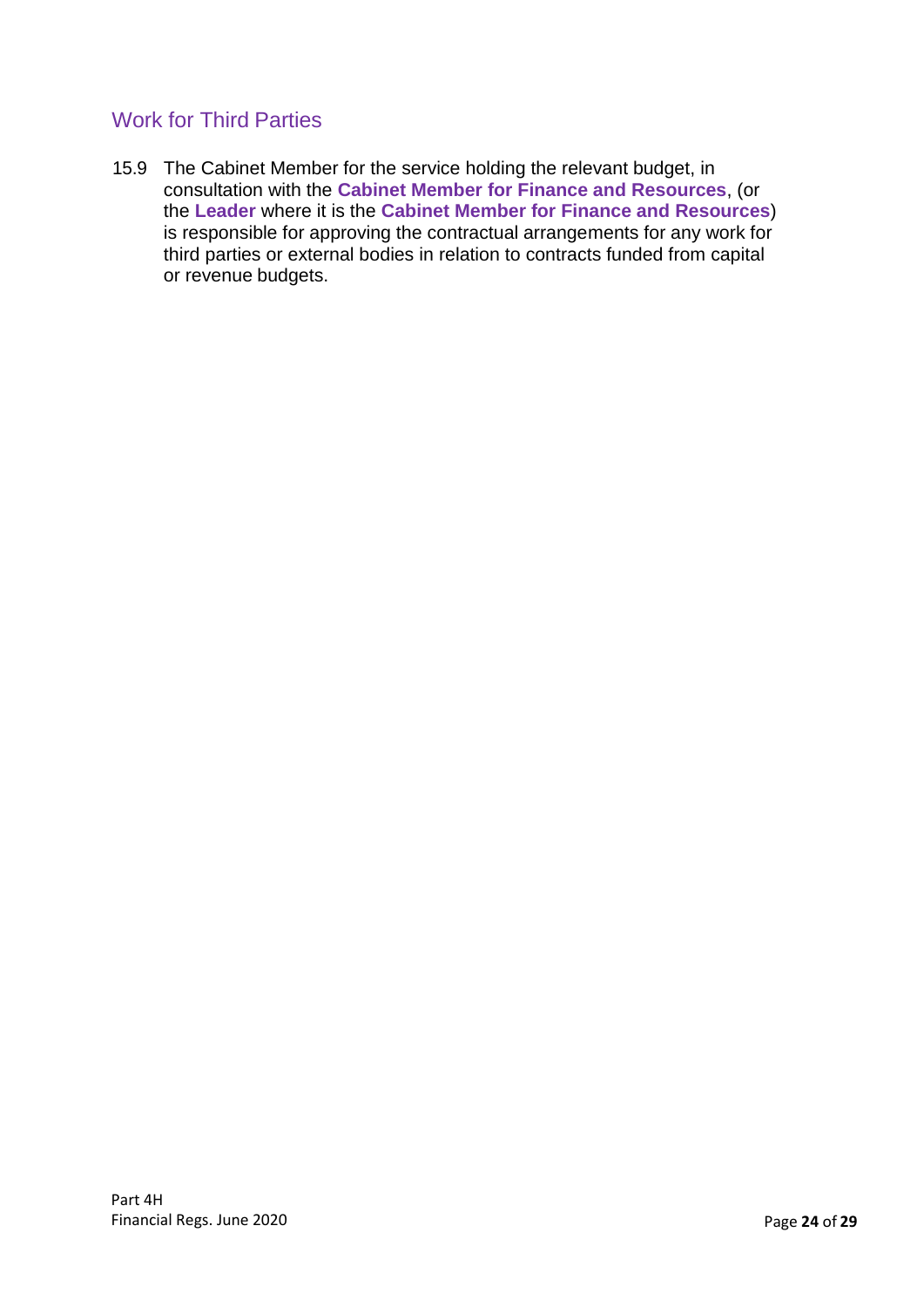## Work for Third Parties

15.9 The Cabinet Member for the service holding the relevant budget, in consultation with the **Cabinet Member for Finance and Resources**, (or the **Leader** where it is the **Cabinet Member for Finance and Resources**) is responsible for approving the contractual arrangements for any work for third parties or external bodies in relation to contracts funded from capital or revenue budgets.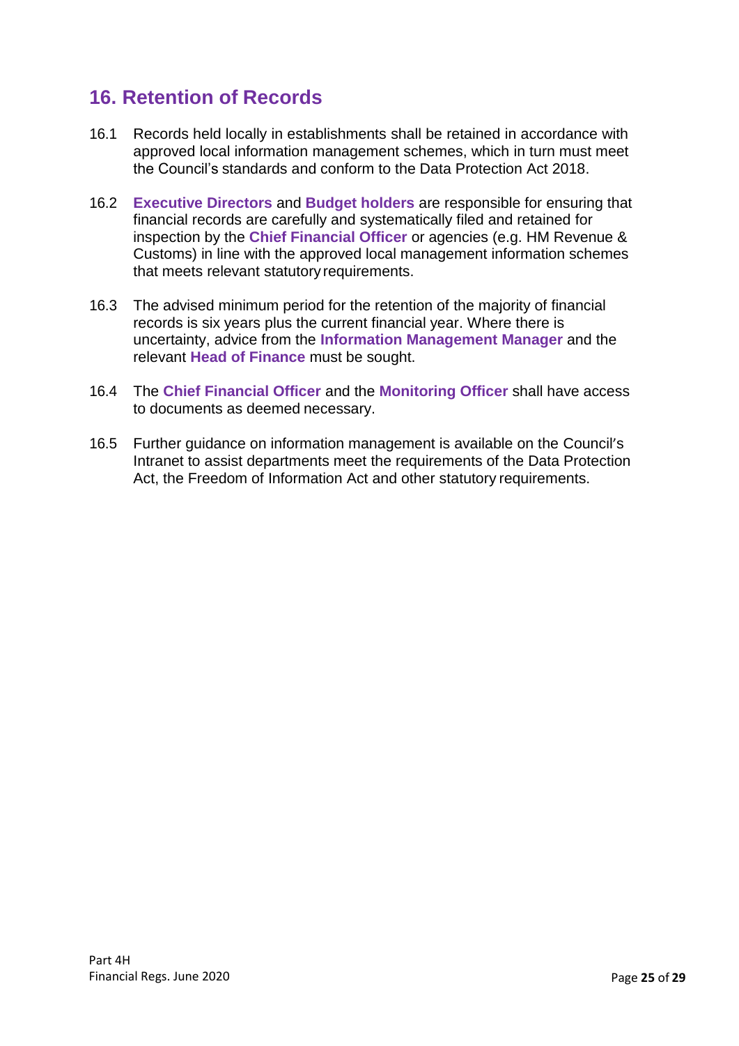## 16. Retention of Records

16.1 Records held locally in establishments shall be retained in accordance with approved local information management schemes, which in turn must meet the Council's standards and conform to the Data Protection Act 2018.

16.2 **Executive Directors** and **Budget holders** are responsible for ensuring that financial records are carefully and systematically filed and retained for inspection by the **Chief Financial Officer** or agencies (e.g. HM Revenue & Customs) in line with the approved local management information schemes that meets relevant statutory requirements.

16.3 The advised minimum period for the retention of the majority of financial records is six years plus the current financial year. Where there is uncertainty, advice from the **Information Management Manager** and the relevant **Head of Finance** must be sought.

16.4 The **Chief Financial Officer** and the **Monitoring Officer** shall have access to documents as deemed necessary.

16.5 Further guidance on information management is available on the Council's Intranet to assist departments meet the requirements of the Data Protection Act, the Freedom of Information Act and other statutory requirements.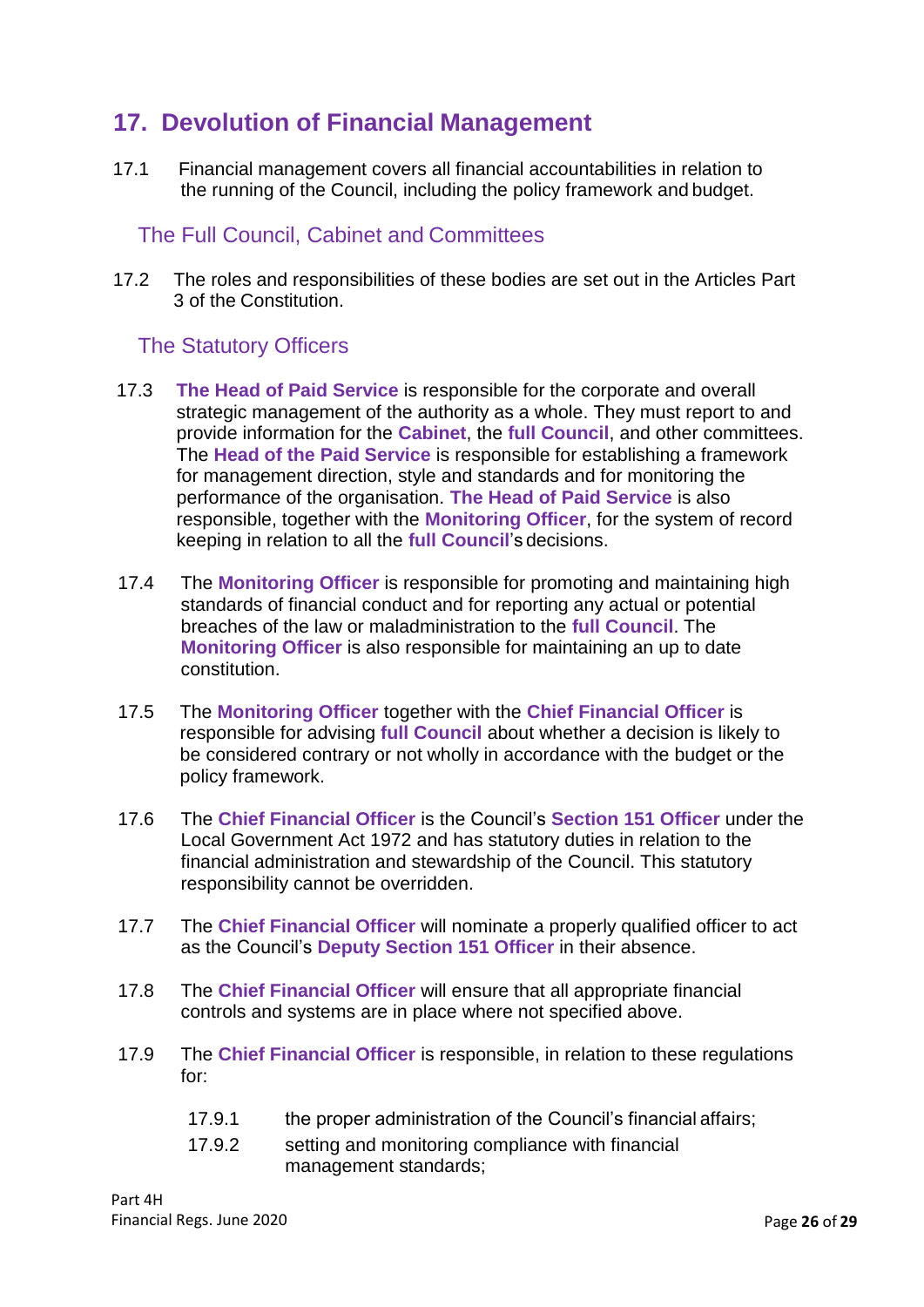## 17. Devolution of Financial Management

17.1 Financial management covers all financial accountabilities in relation to the running of the Council, including the policy framework and budget.

### The Full Council, Cabinet and Committees

17.2 The roles and responsibilities of these bodies are set out in the Articles Part 3 of the Constitution.

### The Statutory Officers

17.3 **The Head of Paid Service** is responsible for the corporate and overall strategic management of the authority as a whole. They must report to and provide information for the **Cabinet**, the **full Council**, and other committees. The **Head of the Paid Service** is responsible for establishing a framework for management direction, style and standards and for monitoring the performance of the organisation. **The Head of Paid Service** is also responsible, together with the **Monitoring Officer**, for the system of record keeping in relation to all the **full Council**'s decisions.

17.4 The **Monitoring Officer** is responsible for promoting and maintaining high standards of financial conduct and for reporting any actual or potential breaches of the law or maladministration to the **full Council**. The **Monitoring Officer** is also responsible for maintaining an up to date constitution.

17.5 The **Monitoring Officer** together with the **Chief Financial Officer** is responsible for advising **full Council** about whether a decision is likely to be considered contrary or not wholly in accordance with the budget or the policy framework.

17.6 The **Chief Financial Officer** is the Council's **Section 151 Officer** under the Local Government Act 1972 and has statutory duties in relation to the financial administration and stewardship of the Council. This statutory responsibility cannot be overridden.

17.7 The **Chief Financial Officer** will nominate a properly qualified officer to act as the Council's **Deputy Section 151 Officer** in their absence.

17.8 The **Chief Financial Officer** will ensure that all appropriate financial controls and systems are in place where not specified above.

17.9 The **Chief Financial Officer** is responsible, in relation to these regulations for:

17.9.1 the proper administration of the Council's financial affairs;

17.9.2 setting and monitoring compliance with financial management standards;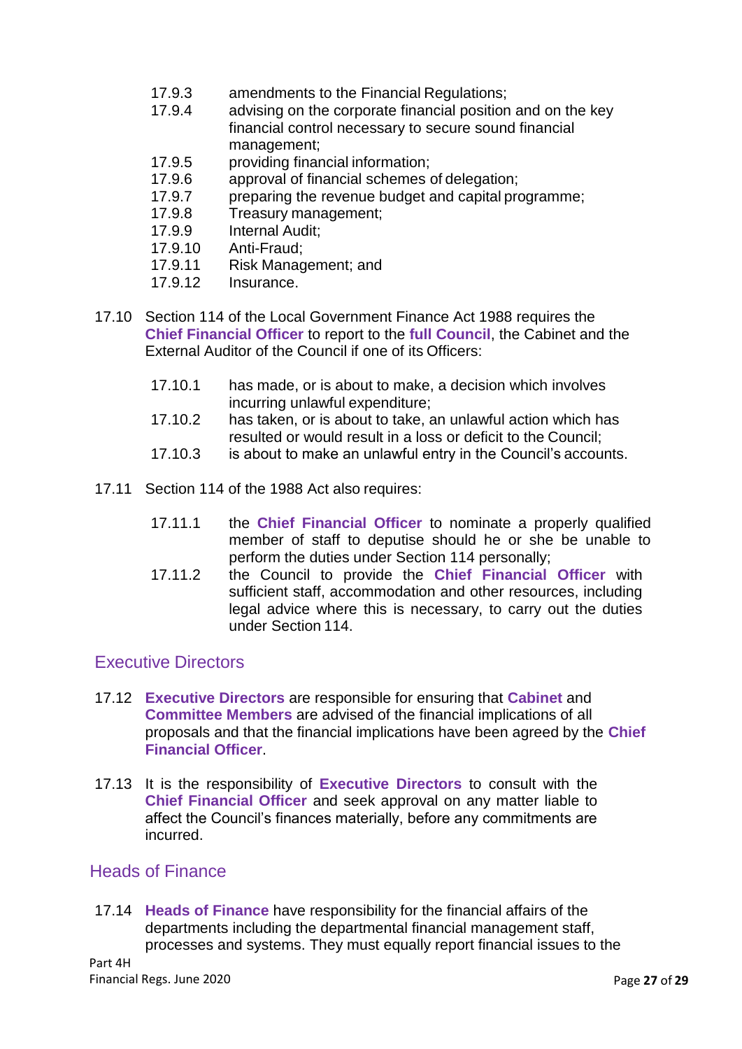17.9.3 amendments to the Financial Regulations;
17.9.4 advising on the corporate financial position and on the key financial control necessary to secure sound financial management;
17.9.5 providing financial information;
17.9.6 approval of financial schemes of delegation;
17.9.7 preparing the revenue budget and capital programme;
17.9.8 Treasury management;
17.9.9 Internal Audit;
17.9.10 Anti-Fraud;
17.9.11 Risk Management; and
17.9.12 Insurance.

17.10 Section 114 of the Local Government Finance Act 1988 requires the **Chief Financial Officer** to report to the **full Council**, the Cabinet and the External Auditor of the Council if one of its Officers:

17.10.1 has made, or is about to make, a decision which involves incurring unlawful expenditure;
17.10.2 has taken, or is about to take, an unlawful action which has resulted or would result in a loss or deficit to the Council;
17.10.3 is about to make an unlawful entry in the Council's accounts.

17.11 Section 114 of the 1988 Act also requires:

17.11.1 the **Chief Financial Officer** to nominate a properly qualified member of staff to deputise should he or she be unable to perform the duties under Section 114 personally;
17.11.2 the Council to provide the **Chief Financial Officer** with sufficient staff, accommodation and other resources, including legal advice where this is necessary, to carry out the duties under Section 114.

## Executive Directors

17.12 **Executive Directors** are responsible for ensuring that **Cabinet** and **Committee Members** are advised of the financial implications of all proposals and that the financial implications have been agreed by the **Chief Financial Officer**.

17.13 It is the responsibility of **Executive Directors** to consult with the **Chief Financial Officer** and seek approval on any matter liable to affect the Council's finances materially, before any commitments are incurred.

## Heads of Finance

17.14 **Heads of Finance** have responsibility for the financial affairs of the departments including the departmental financial management staff, processes and systems. They must equally report financial issues to the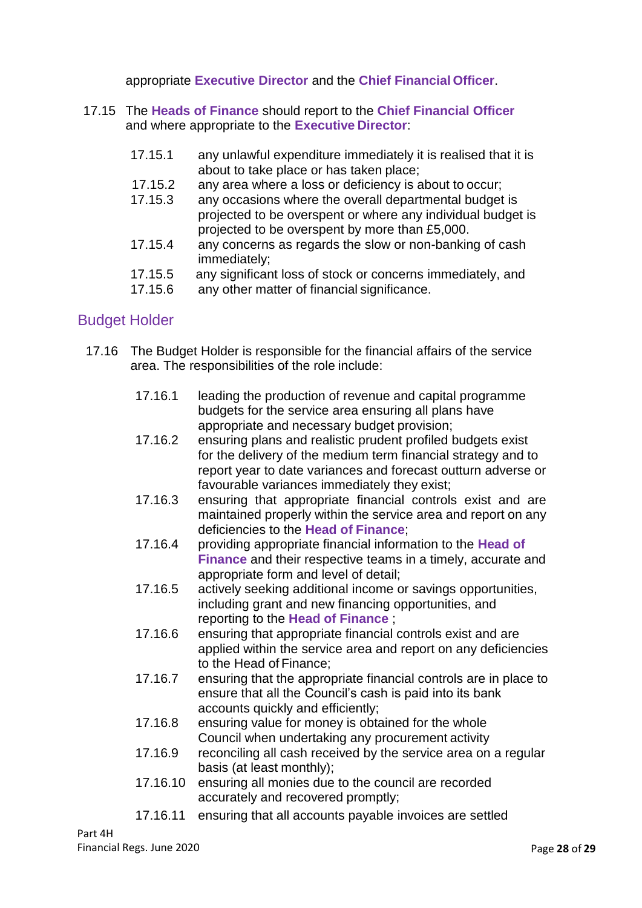appropriate **Executive Director** and the **Chief Financial Officer**.

17.15 The **Heads of Finance** should report to the **Chief Financial Officer** and where appropriate to the **Executive Director**:

- 17.15.1 any unlawful expenditure immediately it is realised that it is about to take place or has taken place;
- 17.15.2 any area where a loss or deficiency is about to occur;
- 17.15.3 any occasions where the overall departmental budget is projected to be overspent or where any individual budget is projected to be overspent by more than £5,000.
- 17.15.4 any concerns as regards the slow or non-banking of cash immediately;
- 17.15.5 any significant loss of stock or concerns immediately, and
- 17.15.6 any other matter of financial significance.

## Budget Holder

17.16 The Budget Holder is responsible for the financial affairs of the service area. The responsibilities of the role include:

- 17.16.1 leading the production of revenue and capital programme budgets for the service area ensuring all plans have appropriate and necessary budget provision;
- 17.16.2 ensuring plans and realistic prudent profiled budgets exist for the delivery of the medium term financial strategy and to report year to date variances and forecast outturn adverse or favourable variances immediately they exist;
- 17.16.3 ensuring that appropriate financial controls exist and are maintained properly within the service area and report on any deficiencies to the **Head of Finance**;
- 17.16.4 providing appropriate financial information to the **Head of Finance** and their respective teams in a timely, accurate and appropriate form and level of detail;
- 17.16.5 actively seeking additional income or savings opportunities, including grant and new financing opportunities, and reporting to the **Head of Finance** ;
- 17.16.6 ensuring that appropriate financial controls exist and are applied within the service area and report on any deficiencies to the Head of Finance;
- 17.16.7 ensuring that the appropriate financial controls are in place to ensure that all the Council's cash is paid into its bank accounts quickly and efficiently;
- 17.16.8 ensuring value for money is obtained for the whole Council when undertaking any procurement activity
- 17.16.9 reconciling all cash received by the service area on a regular basis (at least monthly);
- 17.16.10 ensuring all monies due to the council are recorded accurately and recovered promptly;
- 17.16.11 ensuring that all accounts payable invoices are settled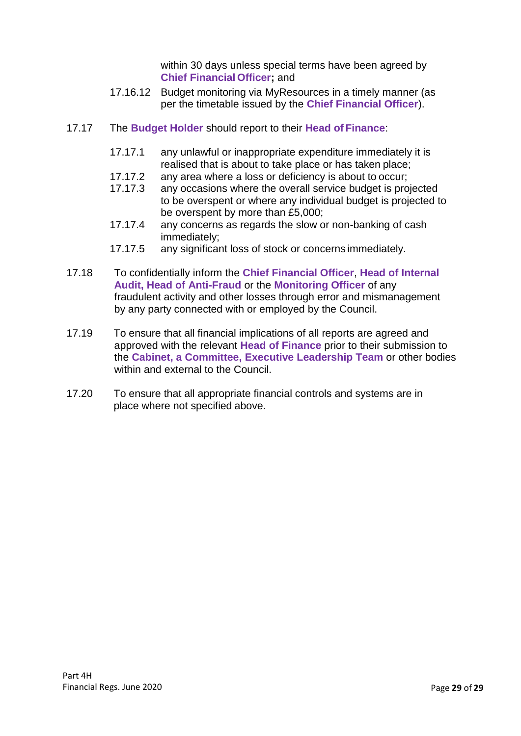within 30 days unless special terms have been agreed by **Chief Financial Officer;** and

17.16.12 Budget monitoring via MyResources in a timely manner (as per the timetable issued by the **Chief Financial Officer**).

17.17 The **Budget Holder** should report to their **Head of Finance**:

17.17.1 any unlawful or inappropriate expenditure immediately it is realised that is about to take place or has taken place;

17.17.2 any area where a loss or deficiency is about to occur;

17.17.3 any occasions where the overall service budget is projected to be overspent or where any individual budget is projected to be overspent by more than £5,000;

17.17.4 any concerns as regards the slow or non-banking of cash immediately;

17.17.5 any significant loss of stock or concerns immediately.

17.18 To confidentially inform the **Chief Financial Officer**, **Head of Internal Audit, Head of Anti-Fraud** or the **Monitoring Officer** of any fraudulent activity and other losses through error and mismanagement by any party connected with or employed by the Council.

17.19 To ensure that all financial implications of all reports are agreed and approved with the relevant **Head of Finance** prior to their submission to the **Cabinet, a Committee, Executive Leadership Team** or other bodies within and external to the Council.

17.20 To ensure that all appropriate financial controls and systems are in place where not specified above.